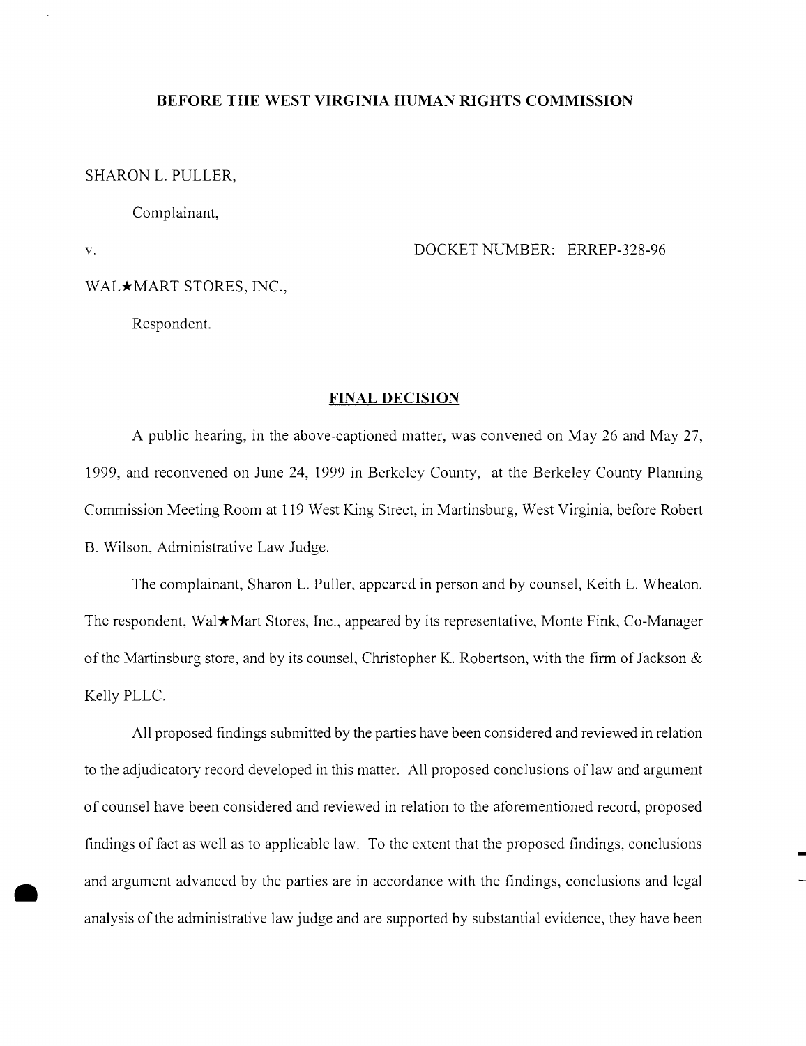**BEFORE THE WEST VIRGINIA HUMAN RIGHTS COMMISSION**

SHARON L. PULLER,

Complainant,

v. DOCKET NUMBER: ERREP-328-96

WAL★MART STORES, INC.,

Respondent.

## FINAL DECISION

A public hearing, in the above-captioned matter, was convened on May 26 and May 27, 1999, and reconvened on June 24, 1999 in Berkeley County, at the Berkeley County Planning Commission Meeting Room at 119 West King Street, in Martinsburg, West Virginia, before Robert B. Wilson, Administrative Law Judge.

The complainant, Sharon L. Puller, appeared in person and by counsel, Keith L. Wheaton. The respondent, Wal★Mart Stores, Inc., appeared by its representative, Monte Fink, Co-Manager of the Martinsburg store, and by its counsel, Christopher K. Robertson, with the firm of Jackson & Kelly PLLC.

All proposed findings submitted by the parties have been considered and reviewed in relation to the adjudicatory record developed in this matter. All proposed conclusions of law and argument of counsel have been considered and reviewed in relation to the aforementioned record, proposed findings of fact as well as to applicable law. To the extent that the proposed findings, conclusions and argument advanced by the parties are in accordance with the findings, conclusions and legal analysis of the administrative law judge and are supported by substantial evidence, they have been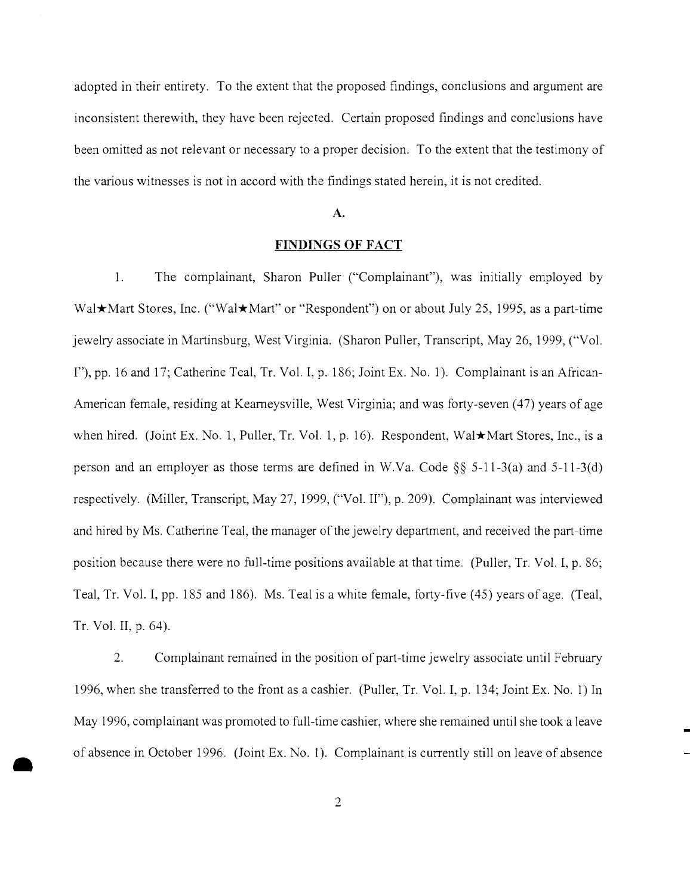adopted in their entirety. To the extent that the proposed findings, conclusions and argument are inconsistent therewith, they have been rejected. Certain proposed findings and conclusions have been omitted as not relevant or necessary to a proper decision. To the extent that the testimony of the various witnesses is not in accord with the findings stated herein, it is not credited.

**A.**

## FINDINGS OF FACT

1. The complainant, Sharon Puller ("Complainant"), was initially employed by Wal★Mart Stores, Inc. ("Wal★Mart" or "Respondent") on or about July 25, 1995, as a part-time jewelry associate in Martinsburg, West Virginia. (Sharon Puller, Transcript, May 26, 1999, ("Vol. I"), pp. 16 and 17; Catherine Teal, Tr. Vol. I, p. 186; Joint Ex. No. 1). Complainant is an African-American female, residing at Kearneysville, West Virginia; and was forty-seven (47) years of age when hired. (Joint Ex. No. 1, Puller, Tr. Vol. 1, p. 16). Respondent, Wal★Mart Stores, Inc., is a person and an employer as those terms are defined in W.Va. Code §§ 5-11-3(a) and 5-11-3(d) respectively. (Miller, Transcript, May 27, 1999, ("Vol. II"), p. 209). Complainant was interviewed and hired by Ms. Catherine Teal, the manager of the jewelry department, and received the part-time position because there were no full-time positions available at that time. (Puller, Tr. Vol. I, p. 86; Teal, Tr. Vol. I, pp. 185 and 186). Ms. Teal is a white female, forty-five (45) years of age. (Teal, Tr. Vol. II, p. 64).

2. Complainant remained in the position of part-time jewelry associate until February 1996, when she transferred to the front as a cashier. (Puller, Tr. Vol. I, p. 134; Joint Ex. No. 1) In May 1996, complainant was promoted to full-time cashier, where she remained until she took a leave of absence in October 1996. (Joint Ex. No. 1). Complainant is currently still on leave of absence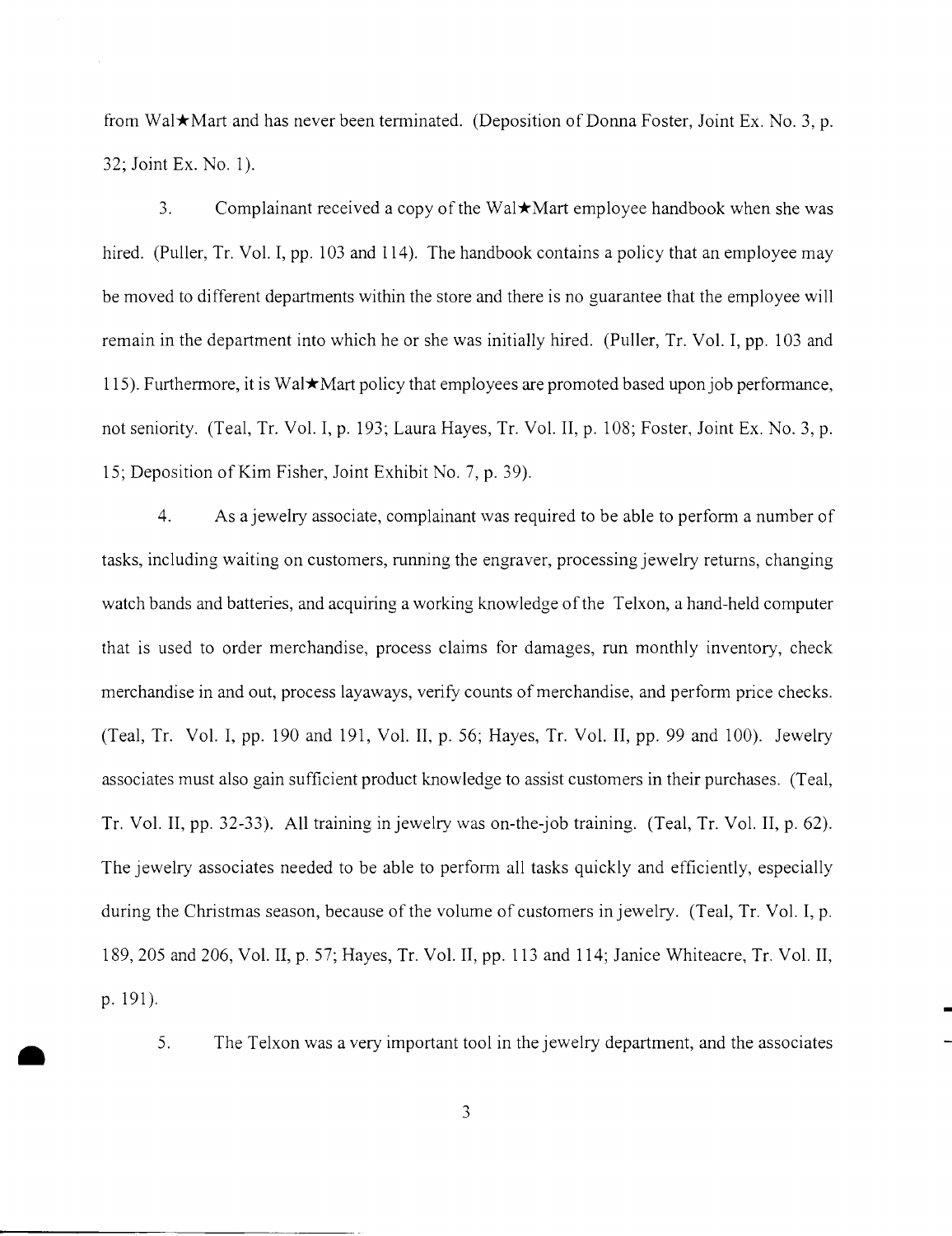from Wal★Mart and has never been terminated. (Deposition of Donna Foster, Joint Ex. No. 3, p. 32; Joint Ex. No. 1).

3. Complainant received a copy of the Wal★Mart employee handbook when she was hired. (Puller, Tr. Vol. I, pp. 103 and 114). The handbook contains a policy that an employee may be moved to different departments within the store and there is no guarantee that the employee will remain in the department into which he or she was initially hired. (Puller, Tr. Vol. I, pp. 103 and 115). Furthermore, it is Wal★Mart policy that employees are promoted based upon job performance, not seniority. (Teal, Tr. Vol. I, p. 193; Laura Hayes, Tr. Vol. II, p. 108; Foster, Joint Ex. No. 3, p. 15; Deposition of Kim Fisher, Joint Exhibit No. 7, p. 39).

4. As a jewelry associate, complainant was required to be able to perform a number of tasks, including waiting on customers, running the engraver, processing jewelry returns, changing watch bands and batteries, and acquiring a working knowledge of the Telxon, a hand-held computer that is used to order merchandise, process claims for damages, run monthly inventory, check merchandise in and out, process layaways, verify counts of merchandise, and perform price checks. (Teal, Tr. Vol. I, pp. 190 and 191, Vol. II, p. 56; Hayes, Tr. Vol. II, pp. 99 and 100). Jewelry associates must also gain sufficient product knowledge to assist customers in their purchases. (Teal, Tr. Vol. II, pp. 32-33). All training in jewelry was on-the-job training. (Teal, Tr. Vol. II, p. 62). The jewelry associates needed to be able to perform all tasks quickly and efficiently, especially during the Christmas season, because of the volume of customers in jewelry. (Teal, Tr. Vol. I, p. 189, 205 and 206, Vol. II, p. 57; Hayes, Tr. Vol. II, pp. 113 and 114; Janice Whiteacre, Tr. Vol. II, p. 191).

5. The Telxon was a very important tool in the jewelry department, and the associates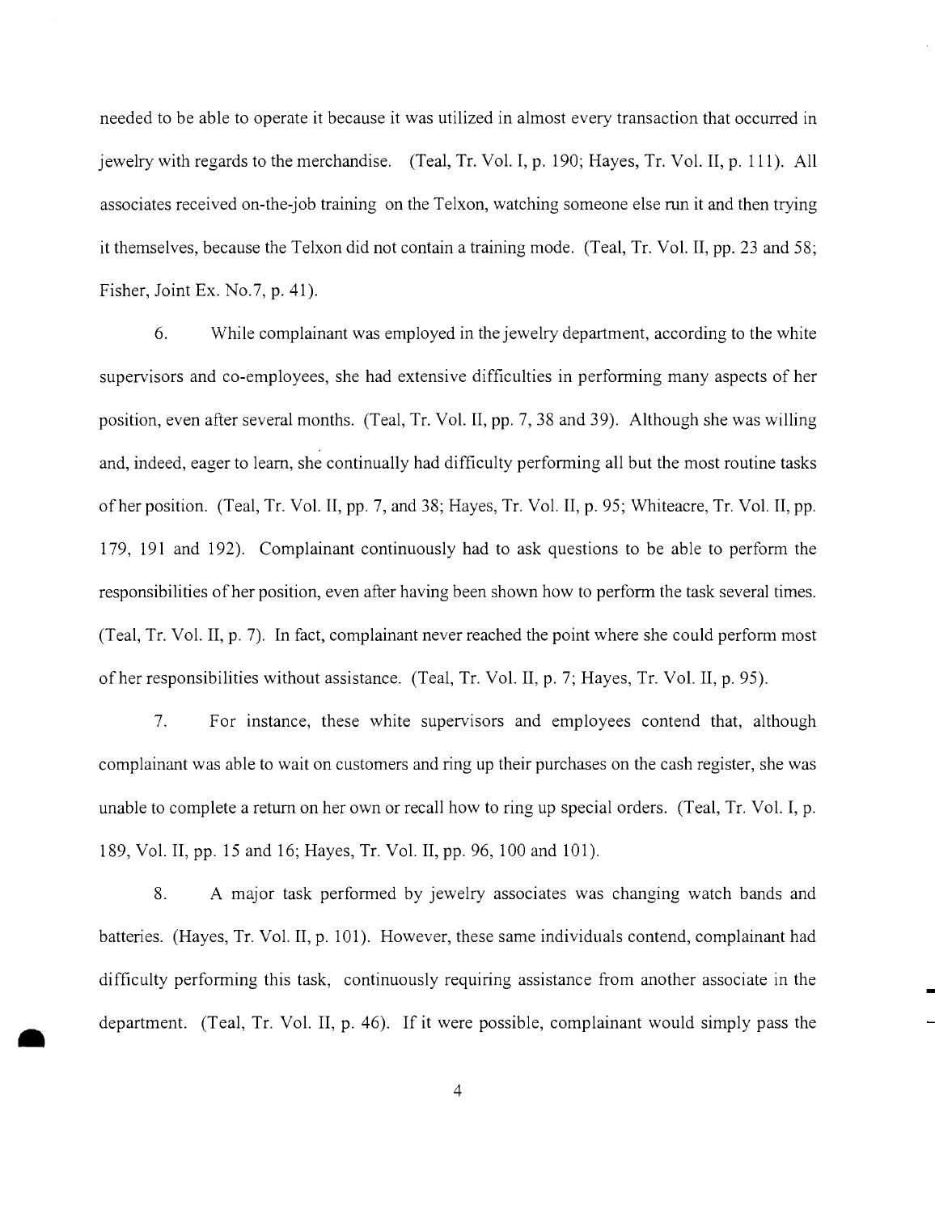needed to be able to operate it because it was utilized in almost every transaction that occurred in jewelry with regards to the merchandise. (Teal, Tr. Vol. I, p. 190; Hayes, Tr. Vol. II, p. 111). All associates received on-the-job training on the Telxon, watching someone else run it and then trying it themselves, because the Telxon did not contain a training mode. (Teal, Tr. Vol. II, pp. 23 and 58; Fisher, Joint Ex. No.7, p. 41).

6. While complainant was employed in the jewelry department, according to the white supervisors and co-employees, she had extensive difficulties in performing many aspects of her position, even after several months. (Teal, Tr. Vol. II, pp. 7, 38 and 39). Although she was willing and, indeed, eager to learn, she continually had difficulty performing all but the most routine tasks of her position. (Teal, Tr. Vol. II, pp. 7, and 38; Hayes, Tr. Vol. II, p. 95; Whiteacre, Tr. Vol. II, pp. 179, 191 and 192). Complainant continuously had to ask questions to be able to perform the responsibilities of her position, even after having been shown how to perform the task several times. (Teal, Tr. Vol. II, p. 7). In fact, complainant never reached the point where she could perform most of her responsibilities without assistance. (Teal, Tr. Vol. II, p. 7; Hayes, Tr. Vol. II, p. 95).

7. For instance, these white supervisors and employees contend that, although complainant was able to wait on customers and ring up their purchases on the cash register, she was unable to complete a return on her own or recall how to ring up special orders. (Teal, Tr. Vol. I, p. 189, Vol. II, pp. 15 and 16; Hayes, Tr. Vol. II, pp. 96, 100 and 101).

8. A major task performed by jewelry associates was changing watch bands and batteries. (Hayes, Tr. Vol. II, p. 101). However, these same individuals contend, complainant had difficulty performing this task, continuously requiring assistance from another associate in the department. (Teal, Tr. Vol. II, p. 46). If it were possible, complainant would simply pass the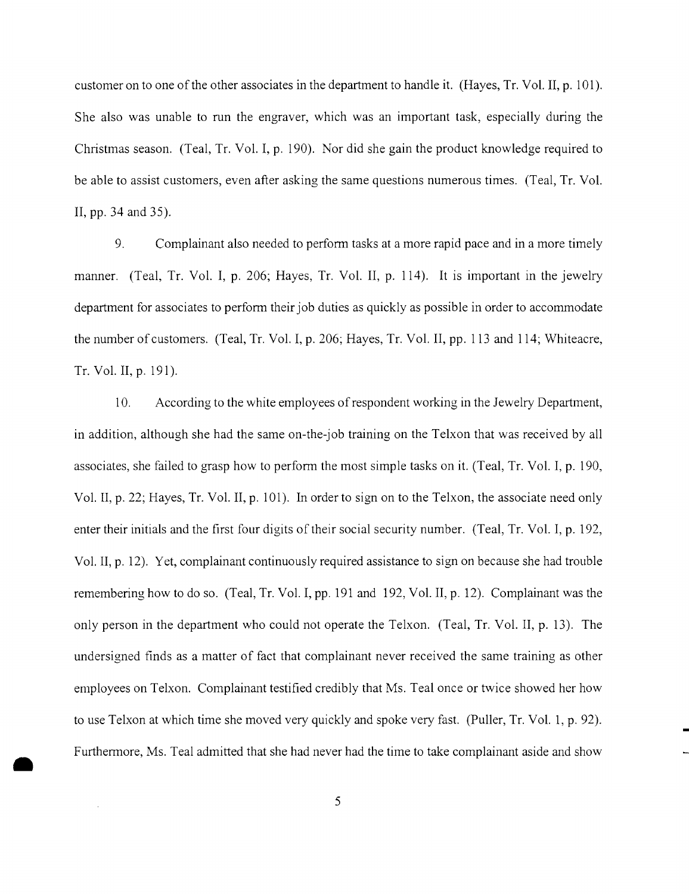customer on to one of the other associates in the department to handle it. (Hayes, Tr. Vol. II, p. 101). She also was unable to run the engraver, which was an important task, especially during the Christmas season. (Teal, Tr. Vol. I, p. 190). Nor did she gain the product knowledge required to be able to assist customers, even after asking the same questions numerous times. (Teal, Tr. Vol. II, pp. 34 and 35).

9. Complainant also needed to perform tasks at a more rapid pace and in a more timely manner. (Teal, Tr. Vol. I, p. 206; Hayes, Tr. Vol. II, p. 114). It is important in the jewelry department for associates to perform their job duties as quickly as possible in order to accommodate the number of customers. (Teal, Tr. Vol. I, p. 206; Hayes, Tr. Vol. II, pp. 113 and 114; Whiteacre, Tr. Vol. II, p. 191).

10. According to the white employees of respondent working in the Jewelry Department, in addition, although she had the same on-the-job training on the Telxon that was received by all associates, she failed to grasp how to perform the most simple tasks on it. (Teal, Tr. Vol. I, p. 190, Vol. II, p. 22; Hayes, Tr. Vol. II, p. 101). In order to sign on to the Telxon, the associate need only enter their initials and the first four digits of their social security number. (Teal, Tr. Vol. I, p. 192, Vol. II, p. 12). Yet, complainant continuously required assistance to sign on because she had trouble remembering how to do so. (Teal, Tr. Vol. I, pp. 191 and 192, Vol. II, p. 12). Complainant was the only person in the department who could not operate the Telxon. (Teal, Tr. Vol. II, p. 13). The undersigned finds as a matter of fact that complainant never received the same training as other employees on Telxon. Complainant testified credibly that Ms. Teal once or twice showed her how to use Telxon at which time she moved very quickly and spoke very fast. (Puller, Tr. Vol. 1, p. 92). Furthermore, Ms. Teal admitted that she had never had the time to take complainant aside and show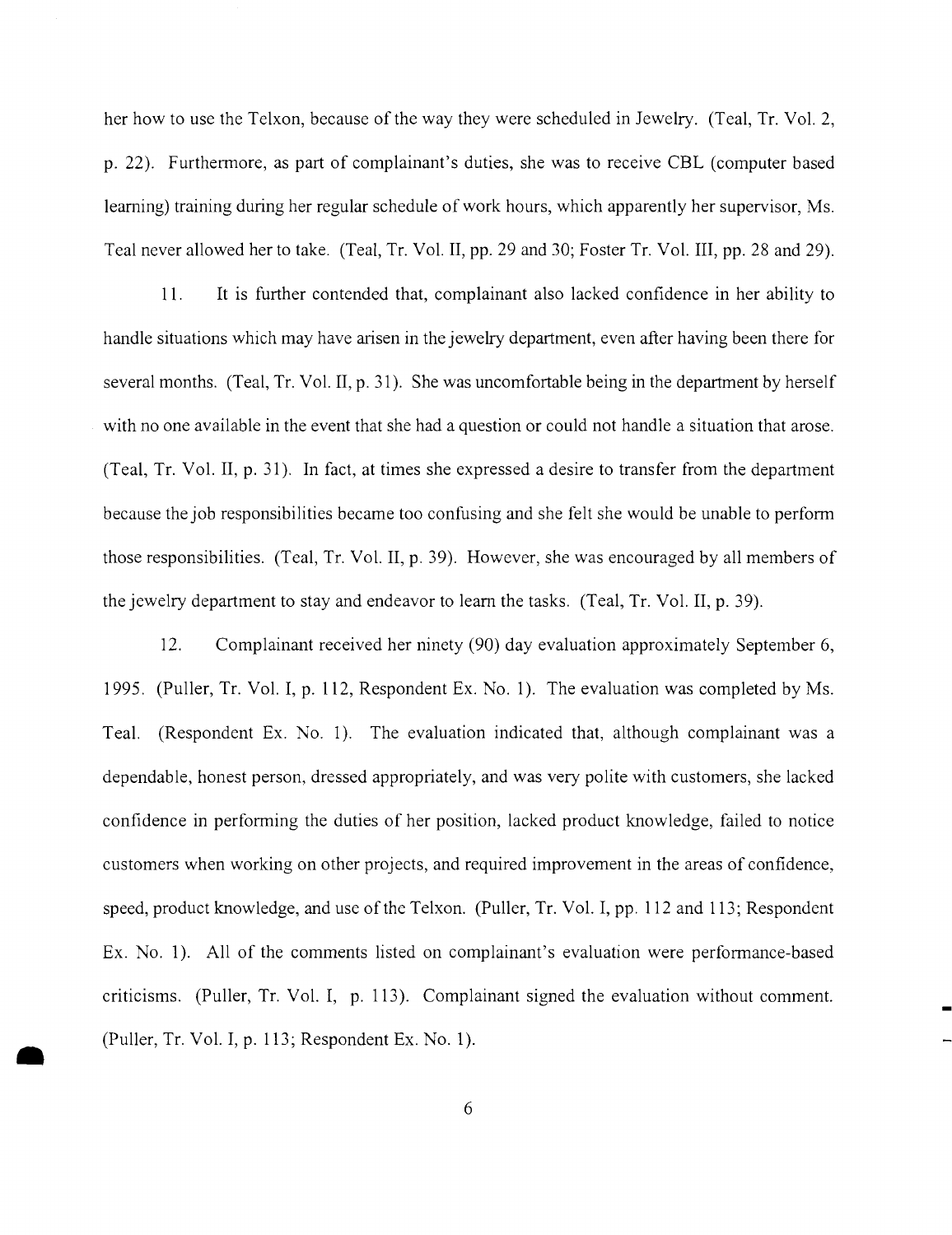her how to use the Telxon, because of the way they were scheduled in Jewelry. (Teal, Tr. Vol. 2, p. 22). Furthermore, as part of complainant's duties, she was to receive CBL (computer based learning) training during her regular schedule of work hours, which apparently her supervisor, Ms. Teal never allowed her to take. (Teal, Tr. Vol. II, pp. 29 and 30; Foster Tr. Vol. III, pp. 28 and 29).

11. It is further contended that, complainant also lacked confidence in her ability to handle situations which may have arisen in the jewelry department, even after having been there for several months. (Teal, Tr. Vol. II, p. 31). She was uncomfortable being in the department by herself with no one available in the event that she had a question or could not handle a situation that arose. (Teal, Tr. Vol. II, p. 31). In fact, at times she expressed a desire to transfer from the department because the job responsibilities became too confusing and she felt she would be unable to perform those responsibilities. (Teal, Tr. Vol. II, p. 39). However, she was encouraged by all members of the jewelry department to stay and endeavor to learn the tasks. (Teal, Tr. Vol. II, p. 39).

12. Complainant received her ninety (90) day evaluation approximately September 6, 1995. (Puller, Tr. Vol. I, p. 112, Respondent Ex. No. 1). The evaluation was completed by Ms. Teal. (Respondent Ex. No. 1). The evaluation indicated that, although complainant was a dependable, honest person, dressed appropriately, and was very polite with customers, she lacked confidence in performing the duties of her position, lacked product knowledge, failed to notice customers when working on other projects, and required improvement in the areas of confidence, speed, product knowledge, and use of the Telxon. (Puller, Tr. Vol. I, pp. 112 and 113; Respondent Ex. No. 1). All of the comments listed on complainant's evaluation were performance-based criticisms. (Puller, Tr. Vol. I, p. 113). Complainant signed the evaluation without comment. (Puller, Tr. Vol. I, p. 113; Respondent Ex. No. 1).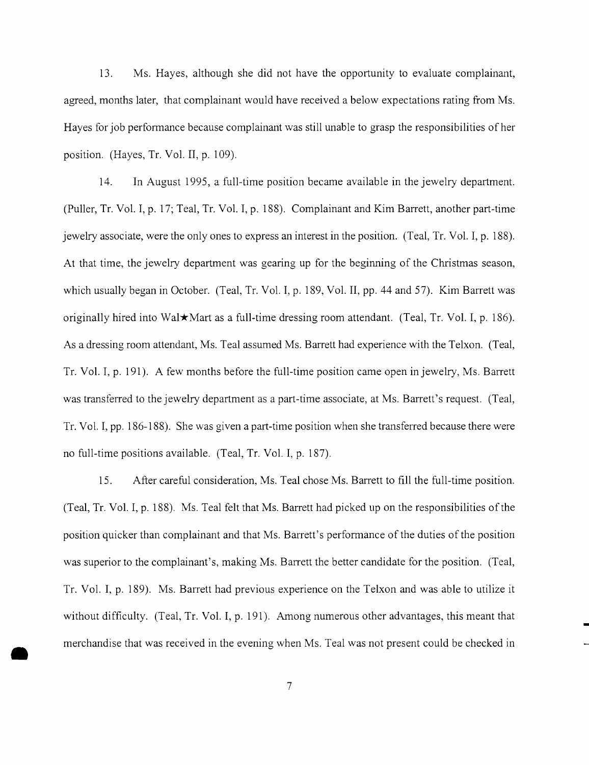13. Ms. Hayes, although she did not have the opportunity to evaluate complainant, agreed, months later, that complainant would have received a below expectations rating from Ms. Hayes for job performance because complainant was still unable to grasp the responsibilities of her position. (Hayes, Tr. Vol. II, p. 109).

14. In August 1995, a full-time position became available in the jewelry department. (Puller, Tr. Vol. I, p. 17; Teal, Tr. Vol. I, p. 188). Complainant and Kim Barrett, another part-time jewelry associate, were the only ones to express an interest in the position. (Teal, Tr. Vol. I, p. 188). At that time, the jewelry department was gearing up for the beginning of the Christmas season, which usually began in October. (Teal, Tr. Vol. I, p. 189, Vol. II, pp. 44 and 57). Kim Barrett was originally hired into Wal★Mart as a full-time dressing room attendant. (Teal, Tr. Vol. I, p. 186). As a dressing room attendant, Ms. Teal assumed Ms. Barrett had experience with the Telxon. (Teal, Tr. Vol. I, p. 191). A few months before the full-time position came open in jewelry, Ms. Barrett was transferred to the jewelry department as a part-time associate, at Ms. Barrett's request. (Teal, Tr. Vol. I, pp. 186-188). She was given a part-time position when she transferred because there were no full-time positions available. (Teal, Tr. Vol. I, p. 187).

15. After careful consideration, Ms. Teal chose Ms. Barrett to fill the full-time position. (Teal, Tr. Vol. I, p. 188). Ms. Teal felt that Ms. Barrett had picked up on the responsibilities of the position quicker than complainant and that Ms. Barrett's performance of the duties of the position was superior to the complainant's, making Ms. Barrett the better candidate for the position. (Teal, Tr. Vol. I, p. 189). Ms. Barrett had previous experience on the Telxon and was able to utilize it without difficulty. (Teal, Tr. Vol. I, p. 191). Among numerous other advantages, this meant that merchandise that was received in the evening when Ms. Teal was not present could be checked in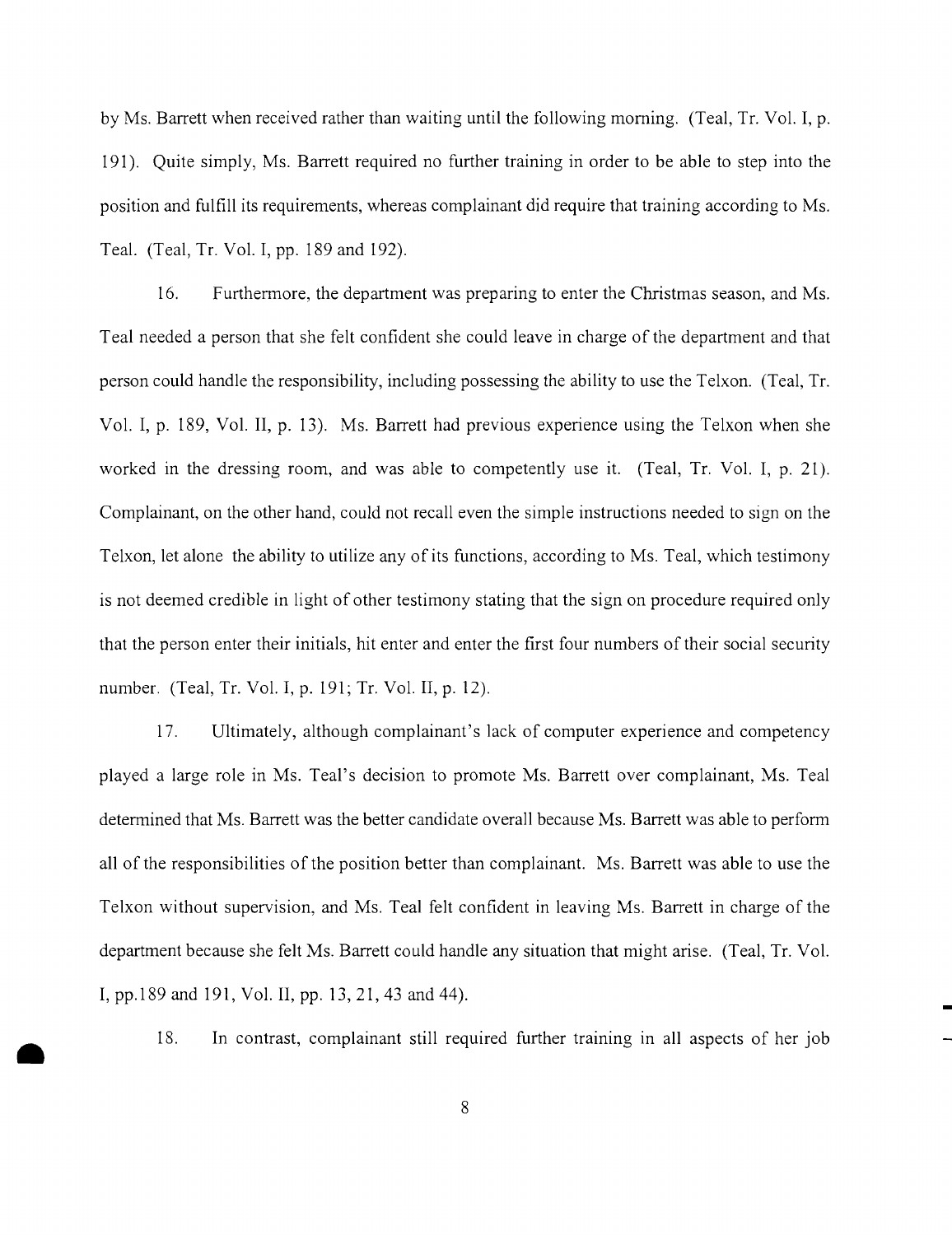by Ms. Barrett when received rather than waiting until the following morning. (Teal, Tr. Vol. I, p. 191). Quite simply, Ms. Barrett required no further training in order to be able to step into the position and fulfill its requirements, whereas complainant did require that training according to Ms. Teal. (Teal, Tr. Vol. I, pp. 189 and 192).

16. Furthermore, the department was preparing to enter the Christmas season, and Ms. Teal needed a person that she felt confident she could leave in charge of the department and that person could handle the responsibility, including possessing the ability to use the Telxon. (Teal, Tr. Vol. I, p. 189, Vol. II, p. 13). Ms. Barrett had previous experience using the Telxon when she worked in the dressing room, and was able to competently use it. (Teal, Tr. Vol. I, p. 21). Complainant, on the other hand, could not recall even the simple instructions needed to sign on the Telxon, let alone the ability to utilize any of its functions, according to Ms. Teal, which testimony is not deemed credible in light of other testimony stating that the sign on procedure required only that the person enter their initials, hit enter and enter the first four numbers of their social security number. (Teal, Tr. Vol. I, p. 191; Tr. Vol. II, p. 12).

17. Ultimately, although complainant's lack of computer experience and competency played a large role in Ms. Teal's decision to promote Ms. Barrett over complainant, Ms. Teal determined that Ms. Barrett was the better candidate overall because Ms. Barrett was able to perform all of the responsibilities of the position better than complainant. Ms. Barrett was able to use the Telxon without supervision, and Ms. Teal felt confident in leaving Ms. Barrett in charge of the department because she felt Ms. Barrett could handle any situation that might arise. (Teal, Tr. Vol. I, pp.189 and 191, Vol. II, pp. 13, 21, 43 and 44).

18. In contrast, complainant still required further training in all aspects of her job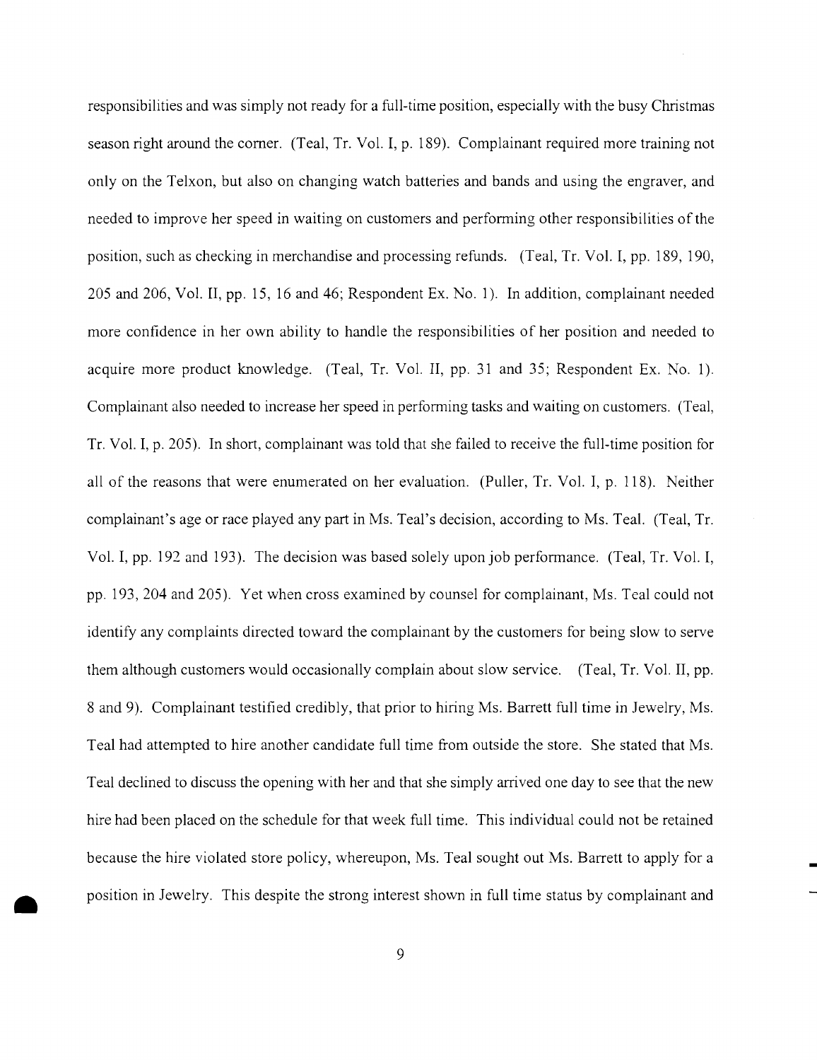responsibilities and was simply not ready for a full-time position, especially with the busy Christmas season right around the corner. (Teal, Tr. Vol. I, p. 189). Complainant required more training not only on the Telxon, but also on changing watch batteries and bands and using the engraver, and needed to improve her speed in waiting on customers and performing other responsibilities of the position, such as checking in merchandise and processing refunds. (Teal, Tr. Vol. I, pp. 189, 190, 205 and 206, Vol. II, pp. 15, 16 and 46; Respondent Ex. No. 1). In addition, complainant needed more confidence in her own ability to handle the responsibilities of her position and needed to acquire more product knowledge. (Teal, Tr. Vol. II, pp. 31 and 35; Respondent Ex. No. 1). Complainant also needed to increase her speed in performing tasks and waiting on customers. (Teal, Tr. Vol. I, p. 205). In short, complainant was told that she failed to receive the full-time position for all of the reasons that were enumerated on her evaluation. (Puller, Tr. Vol. I, p. 118). Neither complainant's age or race played any part in Ms. Teal's decision, according to Ms. Teal. (Teal, Tr. Vol. I, pp. 192 and 193). The decision was based solely upon job performance. (Teal, Tr. Vol. I, pp. 193, 204 and 205). Yet when cross examined by counsel for complainant, Ms. Teal could not identify any complaints directed toward the complainant by the customers for being slow to serve them although customers would occasionally complain about slow service. (Teal, Tr. Vol. II, pp. 8 and 9). Complainant testified credibly, that prior to hiring Ms. Barrett full time in Jewelry, Ms. Teal had attempted to hire another candidate full time from outside the store. She stated that Ms. Teal declined to discuss the opening with her and that she simply arrived one day to see that the new hire had been placed on the schedule for that week full time. This individual could not be retained because the hire violated store policy, whereupon, Ms. Teal sought out Ms. Barrett to apply for a position in Jewelry. This despite the strong interest shown in full time status by complainant and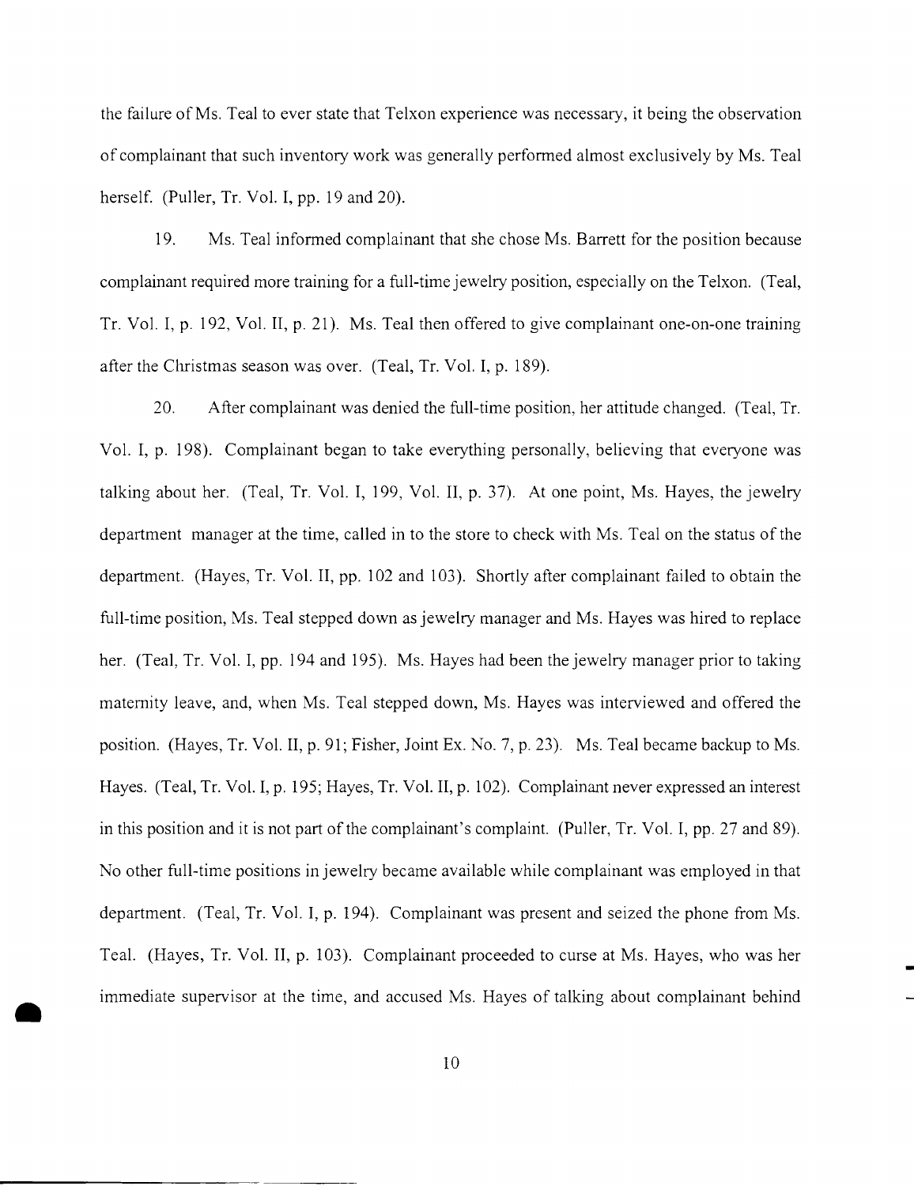the failure of Ms. Teal to ever state that Telxon experience was necessary, it being the observation of complainant that such inventory work was generally performed almost exclusively by Ms. Teal herself. (Puller, Tr. Vol. I, pp. 19 and 20).

19. Ms. Teal informed complainant that she chose Ms. Barrett for the position because complainant required more training for a full-time jewelry position, especially on the Telxon. (Teal, Tr. Vol. I, p. 192, Vol. II, p. 21). Ms. Teal then offered to give complainant one-on-one training after the Christmas season was over. (Teal, Tr. Vol. I, p. 189).

20. After complainant was denied the full-time position, her attitude changed. (Teal, Tr. Vol. I, p. 198). Complainant began to take everything personally, believing that everyone was talking about her. (Teal, Tr. Vol. I, 199, Vol. II, p. 37). At one point, Ms. Hayes, the jewelry department manager at the time, called in to the store to check with Ms. Teal on the status of the department. (Hayes, Tr. Vol. II, pp. 102 and 103). Shortly after complainant failed to obtain the full-time position, Ms. Teal stepped down as jewelry manager and Ms. Hayes was hired to replace her. (Teal, Tr. Vol. I, pp. 194 and 195). Ms. Hayes had been the jewelry manager prior to taking maternity leave, and, when Ms. Teal stepped down, Ms. Hayes was interviewed and offered the position. (Hayes, Tr. Vol. II, p. 91; Fisher, Joint Ex. No. 7, p. 23). Ms. Teal became backup to Ms. Hayes. (Teal, Tr. Vol. I, p. 195; Hayes, Tr. Vol. II, p. 102). Complainant never expressed an interest in this position and it is not part of the complainant's complaint. (Puller, Tr. Vol. I, pp. 27 and 89). No other full-time positions in jewelry became available while complainant was employed in that department. (Teal, Tr. Vol. I, p. 194). Complainant was present and seized the phone from Ms. Teal. (Hayes, Tr. Vol. II, p. 103). Complainant proceeded to curse at Ms. Hayes, who was her immediate supervisor at the time, and accused Ms. Hayes of talking about complainant behind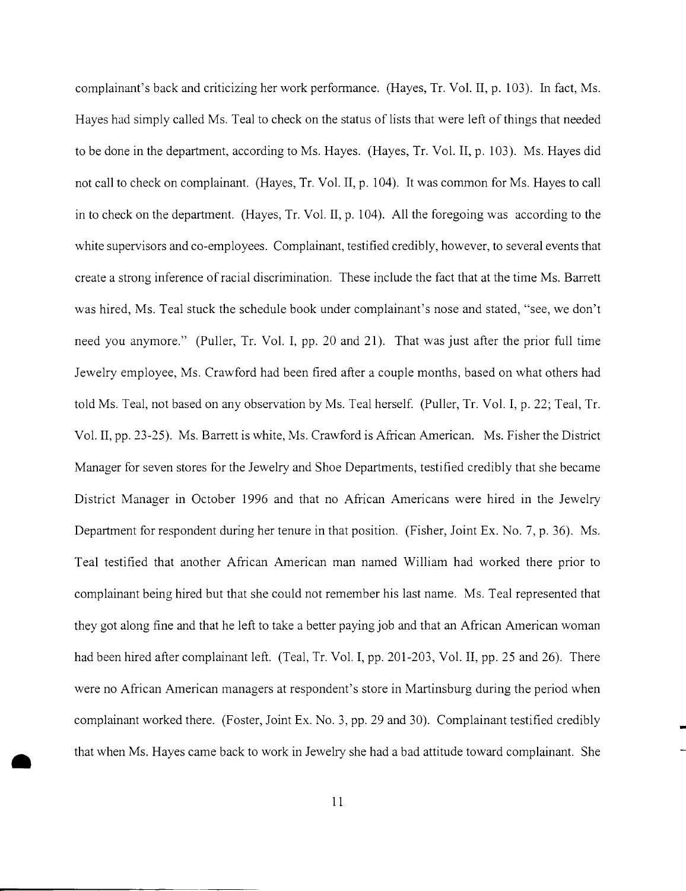complainant's back and criticizing her work performance. (Hayes, Tr. Vol. II, p. 103). In fact, Ms. Hayes had simply called Ms. Teal to check on the status of lists that were left of things that needed to be done in the department, according to Ms. Hayes. (Hayes, Tr. Vol. II, p. 103). Ms. Hayes did not call to check on complainant. (Hayes, Tr. Vol. II, p. 104). It was common for Ms. Hayes to call in to check on the department. (Hayes, Tr. Vol. II, p. 104). All the foregoing was according to the white supervisors and co-employees. Complainant, testified credibly, however, to several events that create a strong inference of racial discrimination. These include the fact that at the time Ms. Barrett was hired, Ms. Teal stuck the schedule book under complainant's nose and stated, "see, we don't need you anymore." (Puller, Tr. Vol. I, pp. 20 and 21). That was just after the prior full time Jewelry employee, Ms. Crawford had been fired after a couple months, based on what others had told Ms. Teal, not based on any observation by Ms. Teal herself. (Puller, Tr. Vol. I, p. 22; Teal, Tr. Vol. II, pp. 23-25). Ms. Barrett is white, Ms. Crawford is African American. Ms. Fisher the District Manager for seven stores for the Jewelry and Shoe Departments, testified credibly that she became District Manager in October 1996 and that no African Americans were hired in the Jewelry Department for respondent during her tenure in that position. (Fisher, Joint Ex. No. 7, p. 36). Ms. Teal testified that another African American man named William had worked there prior to complainant being hired but that she could not remember his last name. Ms. Teal represented that they got along fine and that he left to take a better paying job and that an African American woman had been hired after complainant left. (Teal, Tr. Vol. I, pp. 201-203, Vol. II, pp. 25 and 26). There were no African American managers at respondent's store in Martinsburg during the period when complainant worked there. (Foster, Joint Ex. No. 3, pp. 29 and 30). Complainant testified credibly that when Ms. Hayes came back to work in Jewelry she had a bad attitude toward complainant. She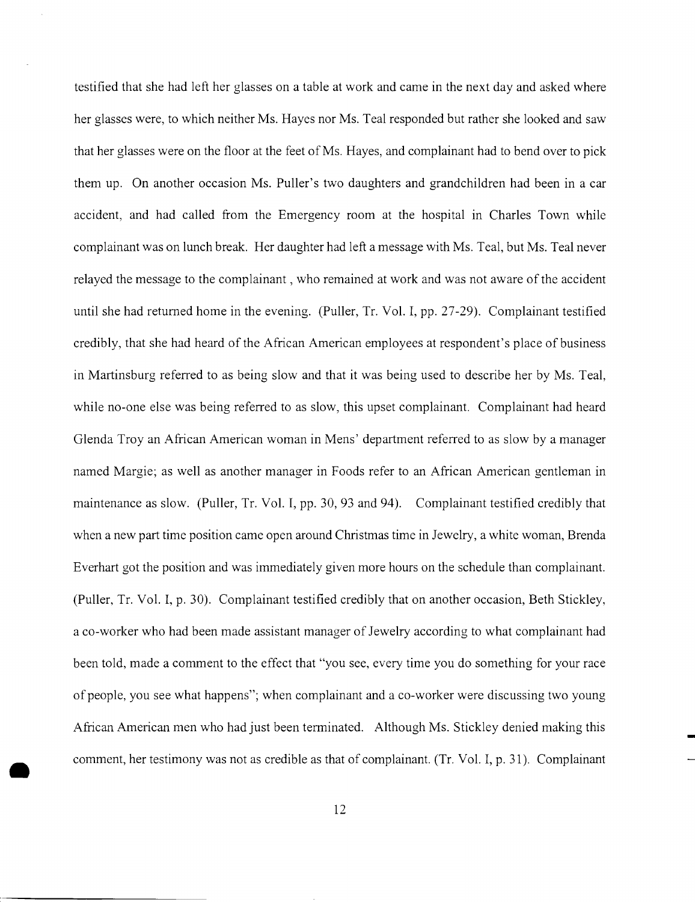testified that she had left her glasses on a table at work and came in the next day and asked where her glasses were, to which neither Ms. Hayes nor Ms. Teal responded but rather she looked and saw that her glasses were on the floor at the feet of Ms. Hayes, and complainant had to bend over to pick them up. On another occasion Ms. Puller's two daughters and grandchildren had been in a car accident, and had called from the Emergency room at the hospital in Charles Town while complainant was on lunch break. Her daughter had left a message with Ms. Teal, but Ms. Teal never relayed the message to the complainant , who remained at work and was not aware of the accident until she had returned home in the evening. (Puller, Tr. Vol. I, pp. 27-29). Complainant testified credibly, that she had heard of the African American employees at respondent's place of business in Martinsburg referred to as being slow and that it was being used to describe her by Ms. Teal, while no-one else was being referred to as slow, this upset complainant. Complainant had heard Glenda Troy an African American woman in Mens' department referred to as slow by a manager named Margie; as well as another manager in Foods refer to an African American gentleman in maintenance as slow. (Puller, Tr. Vol. I, pp. 30, 93 and 94). Complainant testified credibly that when a new part time position came open around Christmas time in Jewelry, a white woman, Brenda Everhart got the position and was immediately given more hours on the schedule than complainant. (Puller, Tr. Vol. I, p. 30). Complainant testified credibly that on another occasion, Beth Stickley, a co-worker who had been made assistant manager of Jewelry according to what complainant had been told, made a comment to the effect that "you see, every time you do something for your race of people, you see what happens"; when complainant and a co-worker were discussing two young African American men who had just been terminated. Although Ms. Stickley denied making this comment, her testimony was not as credible as that of complainant. (Tr. Vol. I, p. 31). Complainant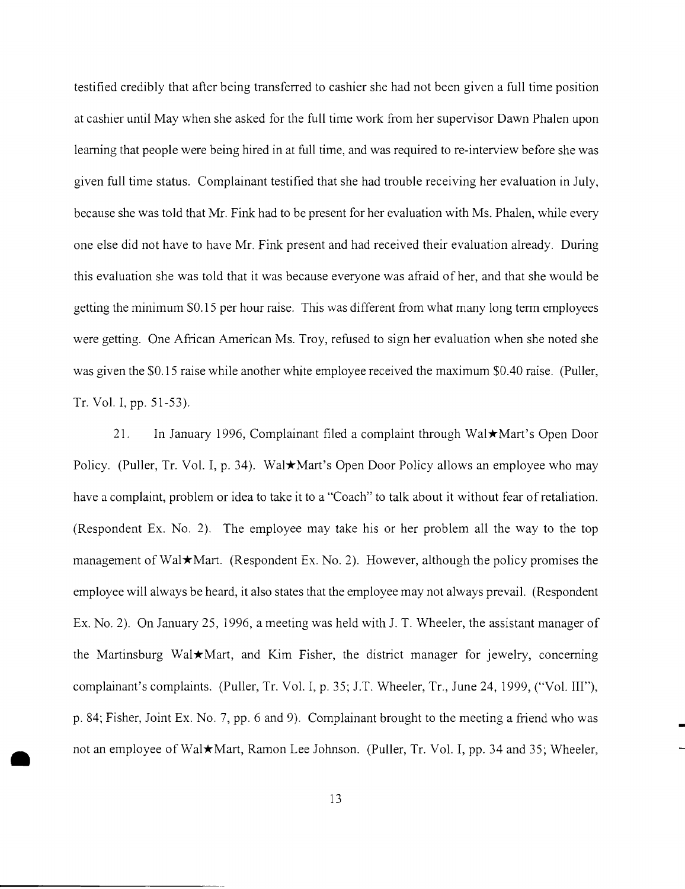testified credibly that after being transferred to cashier she had not been given a full time position at cashier until May when she asked for the full time work from her supervisor Dawn Phalen upon learning that people were being hired in at full time, and was required to re-interview before she was given full time status. Complainant testified that she had trouble receiving her evaluation in July, because she was told that Mr. Fink had to be present for her evaluation with Ms. Phalen, while every one else did not have to have Mr. Fink present and had received their evaluation already. During this evaluation she was told that it was because everyone was afraid of her, and that she would be getting the minimum $0.15 per hour raise. This was different from what many long term employees were getting. One African American Ms. Troy, refused to sign her evaluation when she noted she was given the $0.15 raise while another white employee received the maximum $0.40 raise. (Puller, Tr. Vol. I, pp. 51-53).

21. In January 1996, Complainant filed a complaint through Wal★Mart's Open Door Policy. (Puller, Tr. Vol. I, p. 34). Wal★Mart's Open Door Policy allows an employee who may have a complaint, problem or idea to take it to a "Coach" to talk about it without fear of retaliation. (Respondent Ex. No. 2). The employee may take his or her problem all the way to the top management of Wal★Mart. (Respondent Ex. No. 2). However, although the policy promises the employee will always be heard, it also states that the employee may not always prevail. (Respondent Ex. No. 2). On January 25, 1996, a meeting was held with J. T. Wheeler, the assistant manager of the Martinsburg Wal★Mart, and Kim Fisher, the district manager for jewelry, concerning complainant's complaints. (Puller, Tr. Vol. I, p. 35; J.T. Wheeler, Tr., June 24, 1999, ("Vol. III"), p. 84; Fisher, Joint Ex. No. 7, pp. 6 and 9). Complainant brought to the meeting a friend who was not an employee of Wal★Mart, Ramon Lee Johnson. (Puller, Tr. Vol. I, pp. 34 and 35; Wheeler,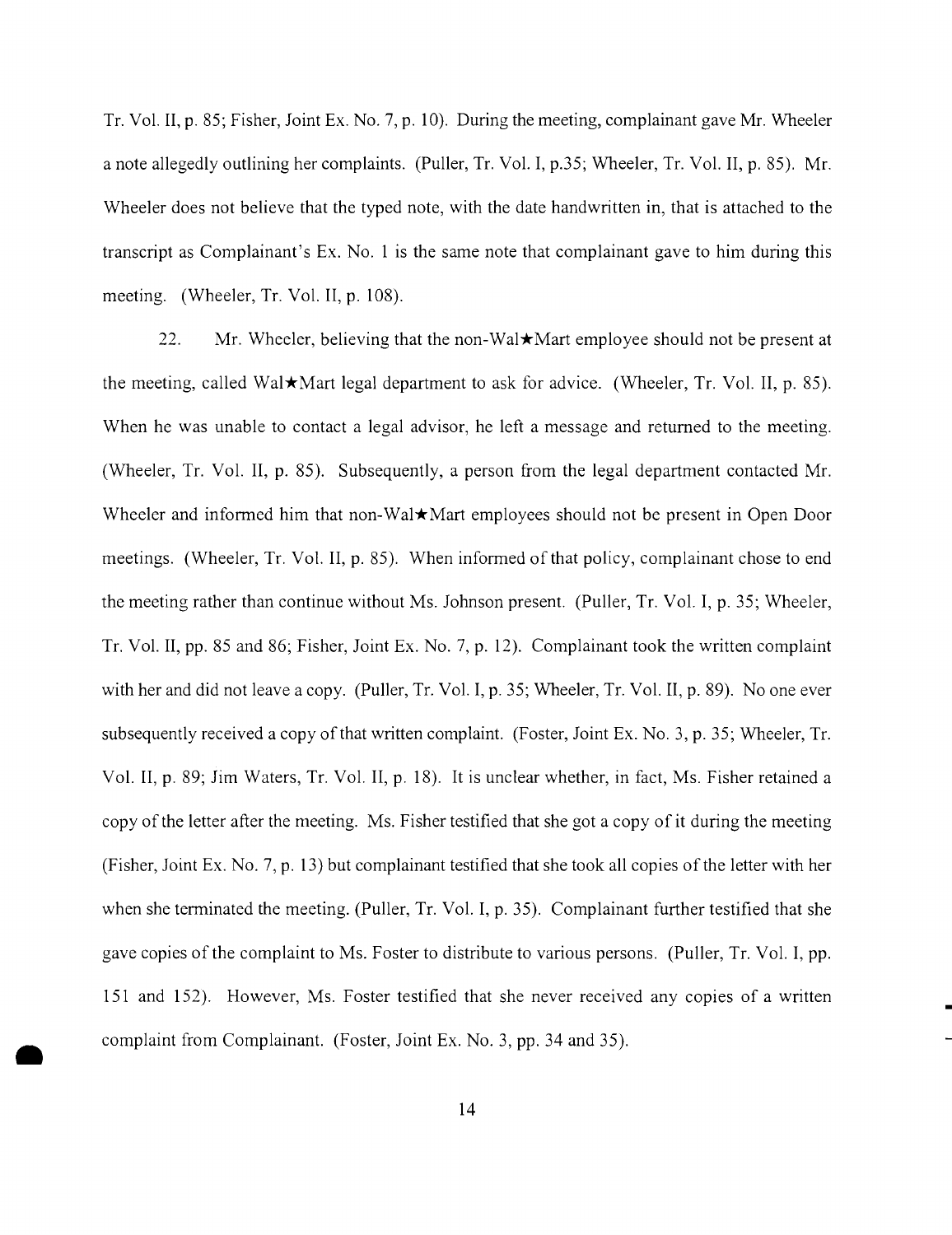Tr. Vol. II, p. 85; Fisher, Joint Ex. No. 7, p. 10). During the meeting, complainant gave Mr. Wheeler a note allegedly outlining her complaints. (Puller, Tr. Vol. I, p.35; Wheeler, Tr. Vol. II, p. 85). Mr. Wheeler does not believe that the typed note, with the date handwritten in, that is attached to the transcript as Complainant's Ex. No. 1 is the same note that complainant gave to him during this meeting. (Wheeler, Tr. Vol. II, p. 108).

22. Mr. Wheeler, believing that the non-Wal★Mart employee should not be present at the meeting, called Wal★Mart legal department to ask for advice. (Wheeler, Tr. Vol. II, p. 85). When he was unable to contact a legal advisor, he left a message and returned to the meeting. (Wheeler, Tr. Vol. II, p. 85). Subsequently, a person from the legal department contacted Mr. Wheeler and informed him that non-Wal★Mart employees should not be present in Open Door meetings. (Wheeler, Tr. Vol. II, p. 85). When informed of that policy, complainant chose to end the meeting rather than continue without Ms. Johnson present. (Puller, Tr. Vol. I, p. 35; Wheeler, Tr. Vol. II, pp. 85 and 86; Fisher, Joint Ex. No. 7, p. 12). Complainant took the written complaint with her and did not leave a copy. (Puller, Tr. Vol. I, p. 35; Wheeler, Tr. Vol. II, p. 89). No one ever subsequently received a copy of that written complaint. (Foster, Joint Ex. No. 3, p. 35; Wheeler, Tr. Vol. II, p. 89; Jim Waters, Tr. Vol. II, p. 18). It is unclear whether, in fact, Ms. Fisher retained a copy of the letter after the meeting. Ms. Fisher testified that she got a copy of it during the meeting (Fisher, Joint Ex. No. 7, p. 13) but complainant testified that she took all copies of the letter with her when she terminated the meeting. (Puller, Tr. Vol. I, p. 35). Complainant further testified that she gave copies of the complaint to Ms. Foster to distribute to various persons. (Puller, Tr. Vol. I, pp. 151 and 152). However, Ms. Foster testified that she never received any copies of a written complaint from Complainant. (Foster, Joint Ex. No. 3, pp. 34 and 35).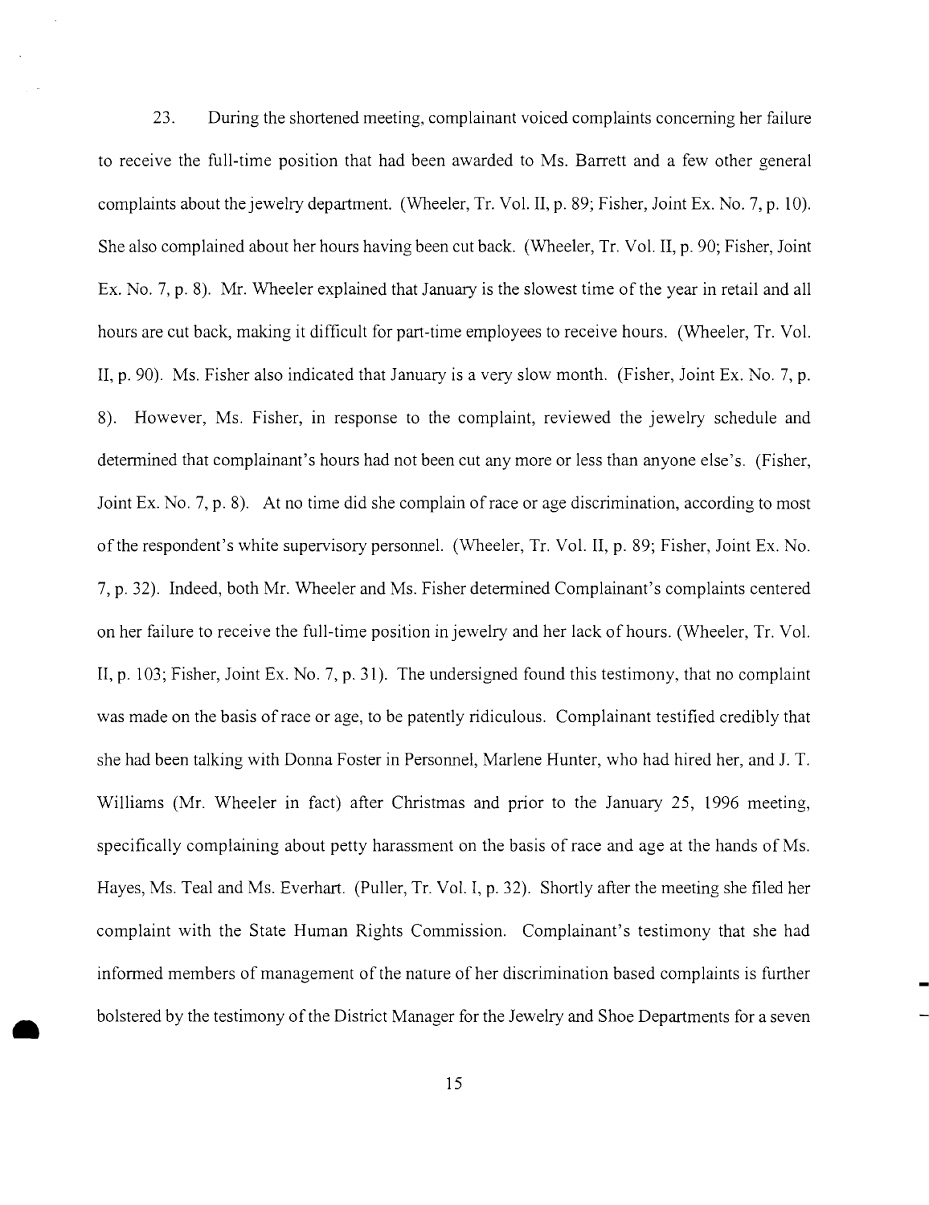23. During the shortened meeting, complainant voiced complaints concerning her failure to receive the full-time position that had been awarded to Ms. Barrett and a few other general complaints about the jewelry department. (Wheeler, Tr. Vol. II, p. 89; Fisher, Joint Ex. No. 7, p. 10). She also complained about her hours having been cut back. (Wheeler, Tr. Vol. II, p. 90; Fisher, Joint Ex. No. 7, p. 8). Mr. Wheeler explained that January is the slowest time of the year in retail and all hours are cut back, making it difficult for part-time employees to receive hours. (Wheeler, Tr. Vol. II, p. 90). Ms. Fisher also indicated that January is a very slow month. (Fisher, Joint Ex. No. 7, p. 8). However, Ms. Fisher, in response to the complaint, reviewed the jewelry schedule and determined that complainant's hours had not been cut any more or less than anyone else's. (Fisher, Joint Ex. No. 7, p. 8). At no time did she complain of race or age discrimination, according to most of the respondent's white supervisory personnel. (Wheeler, Tr. Vol. II, p. 89; Fisher, Joint Ex. No. 7, p. 32). Indeed, both Mr. Wheeler and Ms. Fisher determined Complainant's complaints centered on her failure to receive the full-time position in jewelry and her lack of hours. (Wheeler, Tr. Vol. II, p. 103; Fisher, Joint Ex. No. 7, p. 31). The undersigned found this testimony, that no complaint was made on the basis of race or age, to be patently ridiculous. Complainant testified credibly that she had been talking with Donna Foster in Personnel, Marlene Hunter, who had hired her, and J. T. Williams (Mr. Wheeler in fact) after Christmas and prior to the January 25, 1996 meeting, specifically complaining about petty harassment on the basis of race and age at the hands of Ms. Hayes, Ms. Teal and Ms. Everhart. (Puller, Tr. Vol. I, p. 32). Shortly after the meeting she filed her complaint with the State Human Rights Commission. Complainant's testimony that she had informed members of management of the nature of her discrimination based complaints is further bolstered by the testimony of the District Manager for the Jewelry and Shoe Departments for a seven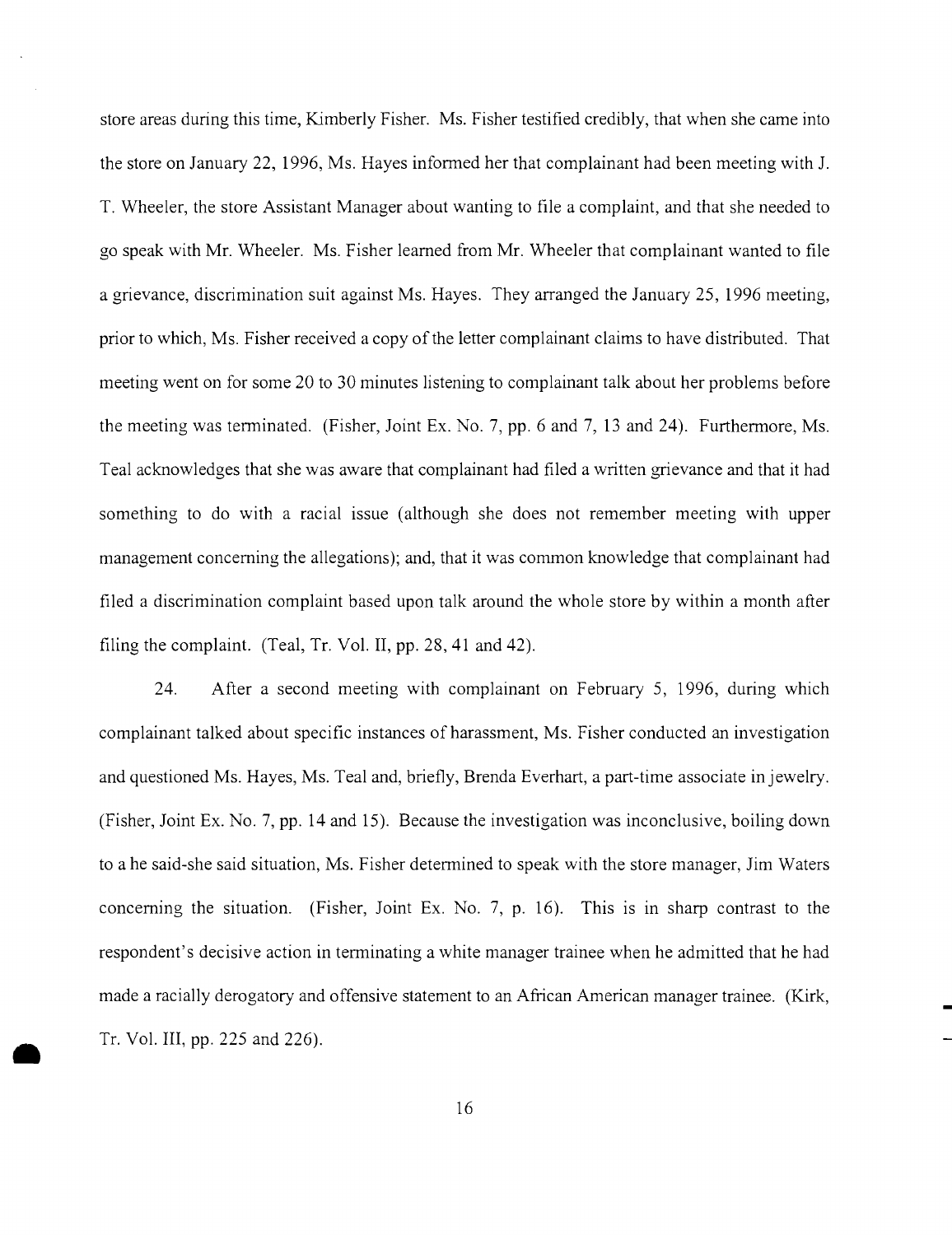store areas during this time, Kimberly Fisher. Ms. Fisher testified credibly, that when she came into the store on January 22, 1996, Ms. Hayes informed her that complainant had been meeting with J. T. Wheeler, the store Assistant Manager about wanting to file a complaint, and that she needed to go speak with Mr. Wheeler. Ms. Fisher learned from Mr. Wheeler that complainant wanted to file a grievance, discrimination suit against Ms. Hayes. They arranged the January 25, 1996 meeting, prior to which, Ms. Fisher received a copy of the letter complainant claims to have distributed. That meeting went on for some 20 to 30 minutes listening to complainant talk about her problems before the meeting was terminated. (Fisher, Joint Ex. No. 7, pp. 6 and 7, 13 and 24). Furthermore, Ms. Teal acknowledges that she was aware that complainant had filed a written grievance and that it had something to do with a racial issue (although she does not remember meeting with upper management concerning the allegations); and, that it was common knowledge that complainant had filed a discrimination complaint based upon talk around the whole store by within a month after filing the complaint. (Teal, Tr. Vol. II, pp. 28, 41 and 42).

24. After a second meeting with complainant on February 5, 1996, during which complainant talked about specific instances of harassment, Ms. Fisher conducted an investigation and questioned Ms. Hayes, Ms. Teal and, briefly, Brenda Everhart, a part-time associate in jewelry. (Fisher, Joint Ex. No. 7, pp. 14 and 15). Because the investigation was inconclusive, boiling down to a he said-she said situation, Ms. Fisher determined to speak with the store manager, Jim Waters concerning the situation. (Fisher, Joint Ex. No. 7, p. 16). This is in sharp contrast to the respondent's decisive action in terminating a white manager trainee when he admitted that he had made a racially derogatory and offensive statement to an African American manager trainee. (Kirk, Tr. Vol. III, pp. 225 and 226).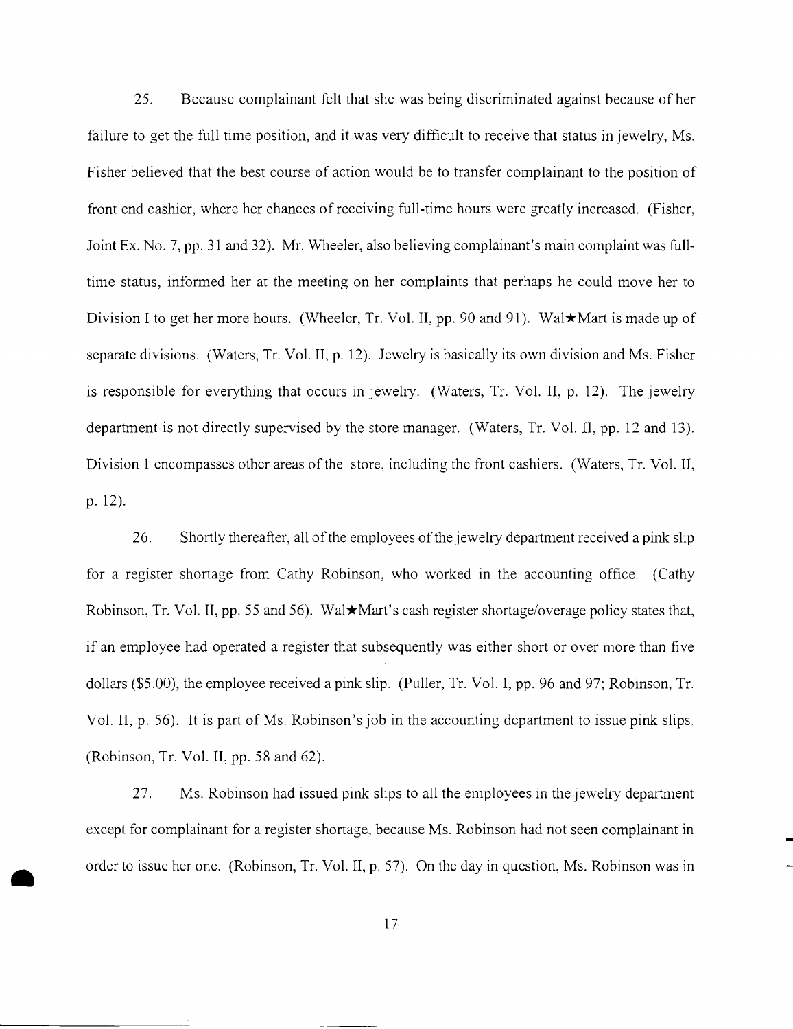25. Because complainant felt that she was being discriminated against because of her failure to get the full time position, and it was very difficult to receive that status in jewelry, Ms. Fisher believed that the best course of action would be to transfer complainant to the position of front end cashier, where her chances of receiving full-time hours were greatly increased. (Fisher, Joint Ex. No. 7, pp. 31 and 32). Mr. Wheeler, also believing complainant's main complaint was full-time status, informed her at the meeting on her complaints that perhaps he could move her to Division I to get her more hours. (Wheeler, Tr. Vol. II, pp. 90 and 91). Wal★Mart is made up of separate divisions. (Waters, Tr. Vol. II, p. 12). Jewelry is basically its own division and Ms. Fisher is responsible for everything that occurs in jewelry. (Waters, Tr. Vol. II, p. 12). The jewelry department is not directly supervised by the store manager. (Waters, Tr. Vol. II, pp. 12 and 13). Division 1 encompasses other areas of the store, including the front cashiers. (Waters, Tr. Vol. II, p. 12).

26. Shortly thereafter, all of the employees of the jewelry department received a pink slip for a register shortage from Cathy Robinson, who worked in the accounting office. (Cathy Robinson, Tr. Vol. II, pp. 55 and 56). Wal★Mart's cash register shortage/overage policy states that, if an employee had operated a register that subsequently was either short or over more than five dollars ($5.00), the employee received a pink slip. (Puller, Tr. Vol. I, pp. 96 and 97; Robinson, Tr. Vol. II, p. 56). It is part of Ms. Robinson's job in the accounting department to issue pink slips. (Robinson, Tr. Vol. II, pp. 58 and 62).

27. Ms. Robinson had issued pink slips to all the employees in the jewelry department except for complainant for a register shortage, because Ms. Robinson had not seen complainant in order to issue her one. (Robinson, Tr. Vol. II, p. 57). On the day in question, Ms. Robinson was in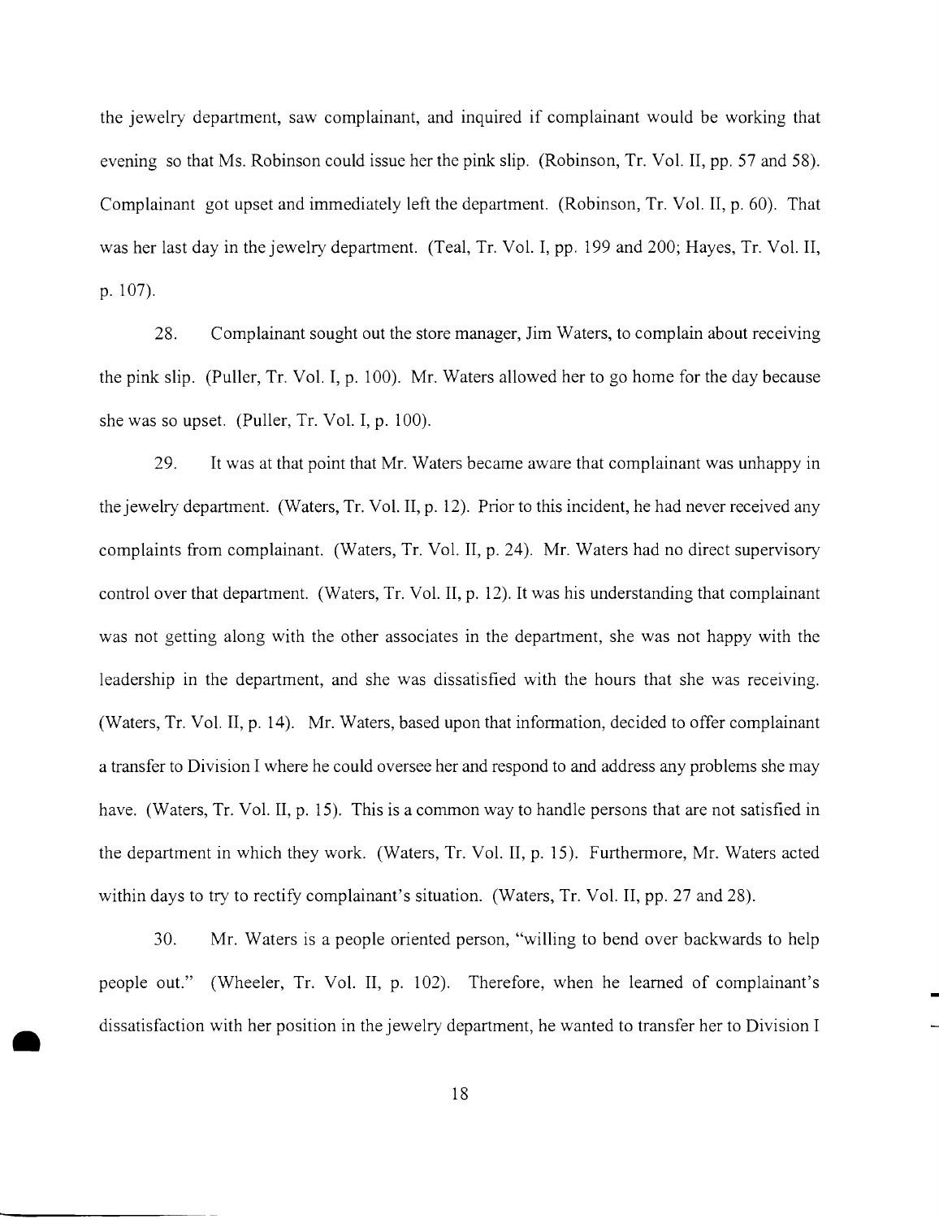the jewelry department, saw complainant, and inquired if complainant would be working that evening so that Ms. Robinson could issue her the pink slip. (Robinson, Tr. Vol. II, pp. 57 and 58). Complainant got upset and immediately left the department. (Robinson, Tr. Vol. II, p. 60). That was her last day in the jewelry department. (Teal, Tr. Vol. I, pp. 199 and 200; Hayes, Tr. Vol. II, p. 107).

28. Complainant sought out the store manager, Jim Waters, to complain about receiving the pink slip. (Puller, Tr. Vol. I, p. 100). Mr. Waters allowed her to go home for the day because she was so upset. (Puller, Tr. Vol. I, p. 100).

29. It was at that point that Mr. Waters became aware that complainant was unhappy in the jewelry department. (Waters, Tr. Vol. II, p. 12). Prior to this incident, he had never received any complaints from complainant. (Waters, Tr. Vol. II, p. 24). Mr. Waters had no direct supervisory control over that department. (Waters, Tr. Vol. II, p. 12). It was his understanding that complainant was not getting along with the other associates in the department, she was not happy with the leadership in the department, and she was dissatisfied with the hours that she was receiving. (Waters, Tr. Vol. II, p. 14). Mr. Waters, based upon that information, decided to offer complainant a transfer to Division I where he could oversee her and respond to and address any problems she may have. (Waters, Tr. Vol. II, p. 15). This is a common way to handle persons that are not satisfied in the department in which they work. (Waters, Tr. Vol. II, p. 15). Furthermore, Mr. Waters acted within days to try to rectify complainant's situation. (Waters, Tr. Vol. II, pp. 27 and 28).

30. Mr. Waters is a people oriented person, "willing to bend over backwards to help people out." (Wheeler, Tr. Vol. II, p. 102). Therefore, when he learned of complainant's dissatisfaction with her position in the jewelry department, he wanted to transfer her to Division I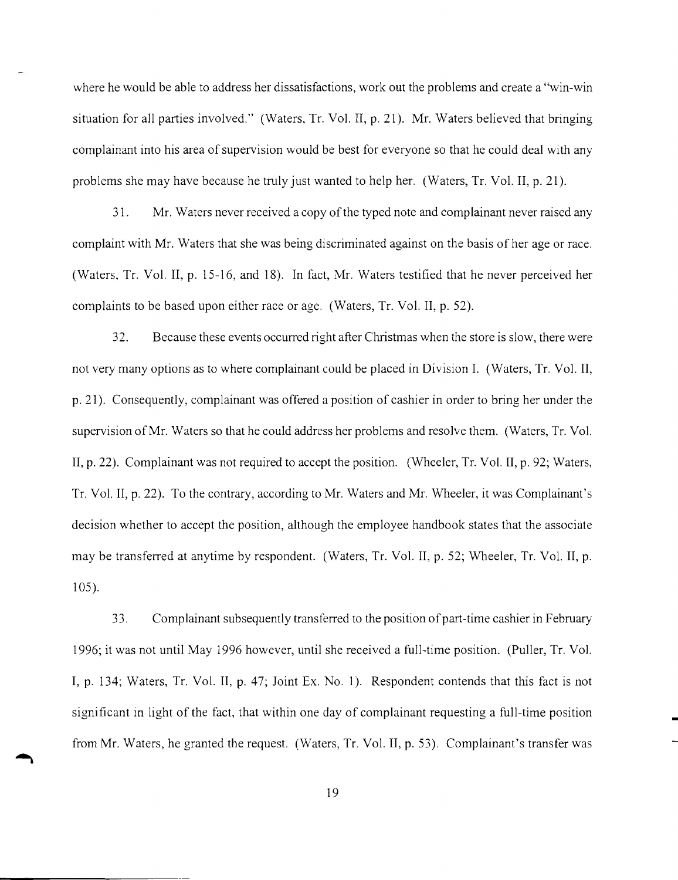where he would be able to address her dissatisfactions, work out the problems and create a "win-win situation for all parties involved." (Waters, Tr. Vol. II, p. 21). Mr. Waters believed that bringing complainant into his area of supervision would be best for everyone so that he could deal with any problems she may have because he truly just wanted to help her. (Waters, Tr. Vol. II, p. 21).

31. Mr. Waters never received a copy of the typed note and complainant never raised any complaint with Mr. Waters that she was being discriminated against on the basis of her age or race. (Waters, Tr. Vol. II, p. 15-16, and 18). In fact, Mr. Waters testified that he never perceived her complaints to be based upon either race or age. (Waters, Tr. Vol. II, p. 52).

32. Because these events occurred right after Christmas when the store is slow, there were not very many options as to where complainant could be placed in Division I. (Waters, Tr. Vol. II, p. 21). Consequently, complainant was offered a position of cashier in order to bring her under the supervision of Mr. Waters so that he could address her problems and resolve them. (Waters, Tr. Vol. II, p. 22). Complainant was not required to accept the position. (Wheeler, Tr. Vol. II, p. 92; Waters, Tr. Vol. II, p. 22). To the contrary, according to Mr. Waters and Mr. Wheeler, it was Complainant's decision whether to accept the position, although the employee handbook states that the associate may be transferred at anytime by respondent. (Waters, Tr. Vol. II, p. 52; Wheeler, Tr. Vol. II, p. 105).

33. Complainant subsequently transferred to the position of part-time cashier in February 1996; it was not until May 1996 however, until she received a full-time position. (Puller, Tr. Vol. I, p. 134; Waters, Tr. Vol. II, p. 47; Joint Ex. No. 1). Respondent contends that this fact is not significant in light of the fact, that within one day of complainant requesting a full-time position from Mr. Waters, he granted the request. (Waters, Tr. Vol. II, p. 53). Complainant's transfer was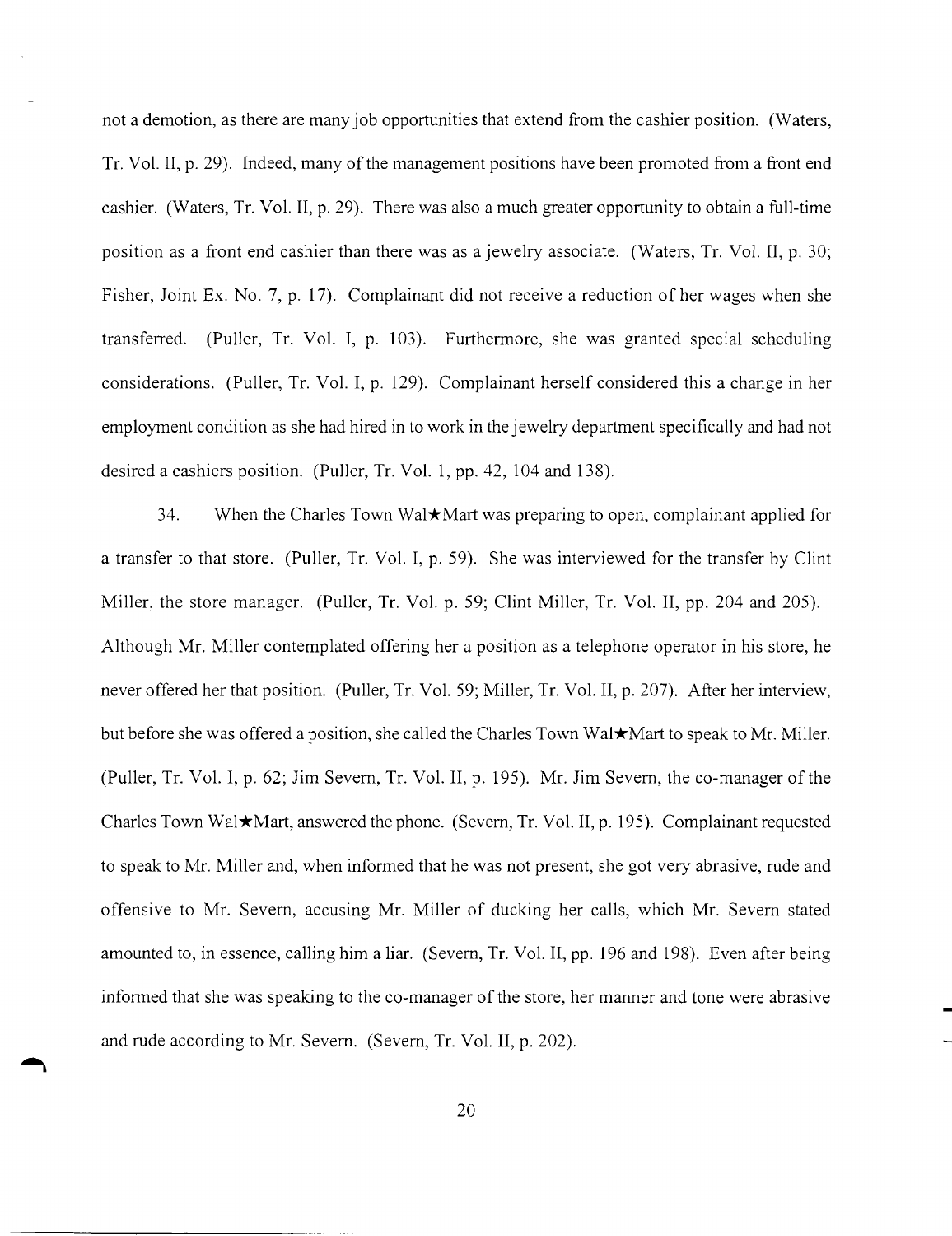not a demotion, as there are many job opportunities that extend from the cashier position. (Waters, Tr. Vol. II, p. 29). Indeed, many of the management positions have been promoted from a front end cashier. (Waters, Tr. Vol. II, p. 29). There was also a much greater opportunity to obtain a full-time position as a front end cashier than there was as a jewelry associate. (Waters, Tr. Vol. II, p. 30; Fisher, Joint Ex. No. 7, p. 17). Complainant did not receive a reduction of her wages when she transferred. (Puller, Tr. Vol. I, p. 103). Furthermore, she was granted special scheduling considerations. (Puller, Tr. Vol. I, p. 129). Complainant herself considered this a change in her employment condition as she had hired in to work in the jewelry department specifically and had not desired a cashiers position. (Puller, Tr. Vol. 1, pp. 42, 104 and 138).

34. When the Charles Town Wal★Mart was preparing to open, complainant applied for a transfer to that store. (Puller, Tr. Vol. I, p. 59). She was interviewed for the transfer by Clint Miller, the store manager. (Puller, Tr. Vol. p. 59; Clint Miller, Tr. Vol. II, pp. 204 and 205). Although Mr. Miller contemplated offering her a position as a telephone operator in his store, he never offered her that position. (Puller, Tr. Vol. 59; Miller, Tr. Vol. II, p. 207). After her interview, but before she was offered a position, she called the Charles Town Wal★Mart to speak to Mr. Miller. (Puller, Tr. Vol. I, p. 62; Jim Severn, Tr. Vol. II, p. 195). Mr. Jim Severn, the co-manager of the Charles Town Wal★Mart, answered the phone. (Severn, Tr. Vol. II, p. 195). Complainant requested to speak to Mr. Miller and, when informed that he was not present, she got very abrasive, rude and offensive to Mr. Severn, accusing Mr. Miller of ducking her calls, which Mr. Severn stated amounted to, in essence, calling him a liar. (Severn, Tr. Vol. II, pp. 196 and 198). Even after being informed that she was speaking to the co-manager of the store, her manner and tone were abrasive and rude according to Mr. Severn. (Severn, Tr. Vol. II, p. 202).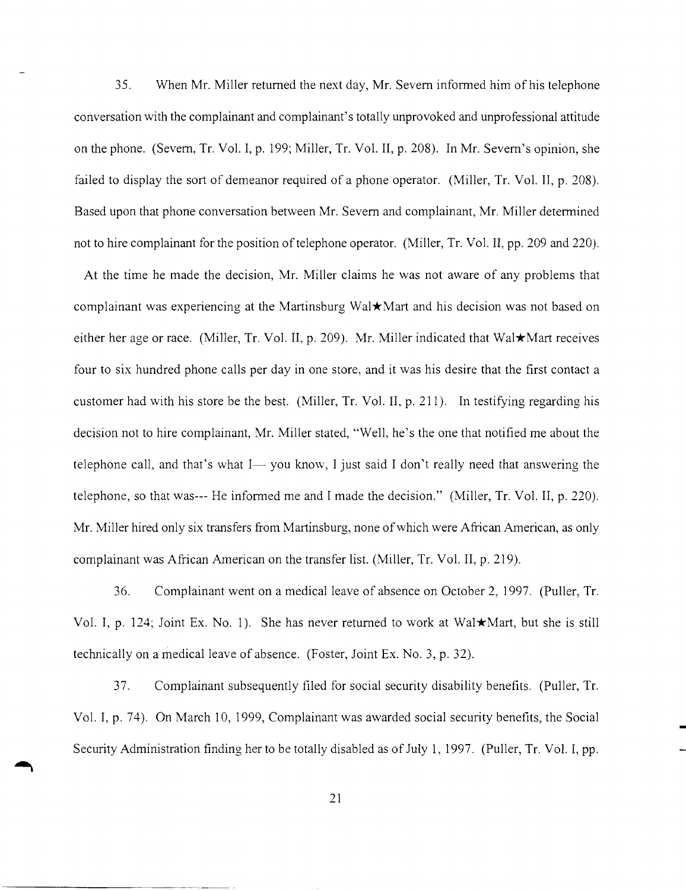35. When Mr. Miller returned the next day, Mr. Severn informed him of his telephone conversation with the complainant and complainant's totally unprovoked and unprofessional attitude on the phone. (Severn, Tr. Vol. I, p. 199; Miller, Tr. Vol. II, p. 208). In Mr. Severn's opinion, she failed to display the sort of demeanor required of a phone operator. (Miller, Tr. Vol. II, p. 208). Based upon that phone conversation between Mr. Severn and complainant, Mr. Miller determined not to hire complainant for the position of telephone operator. (Miller, Tr. Vol. II, pp. 209 and 220). At the time he made the decision, Mr. Miller claims he was not aware of any problems that complainant was experiencing at the Martinsburg Wal★Mart and his decision was not based on either her age or race. (Miller, Tr. Vol. II, p. 209). Mr. Miller indicated that Wal★Mart receives four to six hundred phone calls per day in one store, and it was his desire that the first contact a customer had with his store be the best. (Miller, Tr. Vol. II, p. 211). In testifying regarding his decision not to hire complainant, Mr. Miller stated, "Well, he's the one that notified me about the telephone call, and that's what I— you know, I just said I don't really need that answering the telephone, so that was--- He informed me and I made the decision." (Miller, Tr. Vol. II, p. 220). Mr. Miller hired only six transfers from Martinsburg, none of which were African American, as only complainant was African American on the transfer list. (Miller, Tr. Vol. II, p. 219).

36. Complainant went on a medical leave of absence on October 2, 1997. (Puller, Tr. Vol. I, p. 124; Joint Ex. No. 1). She has never returned to work at Wal★Mart, but she is still technically on a medical leave of absence. (Foster, Joint Ex. No. 3, p. 32).

37. Complainant subsequently filed for social security disability benefits. (Puller, Tr. Vol. I, p. 74). On March 10, 1999, Complainant was awarded social security benefits, the Social Security Administration finding her to be totally disabled as of July 1, 1997. (Puller, Tr. Vol. I, pp.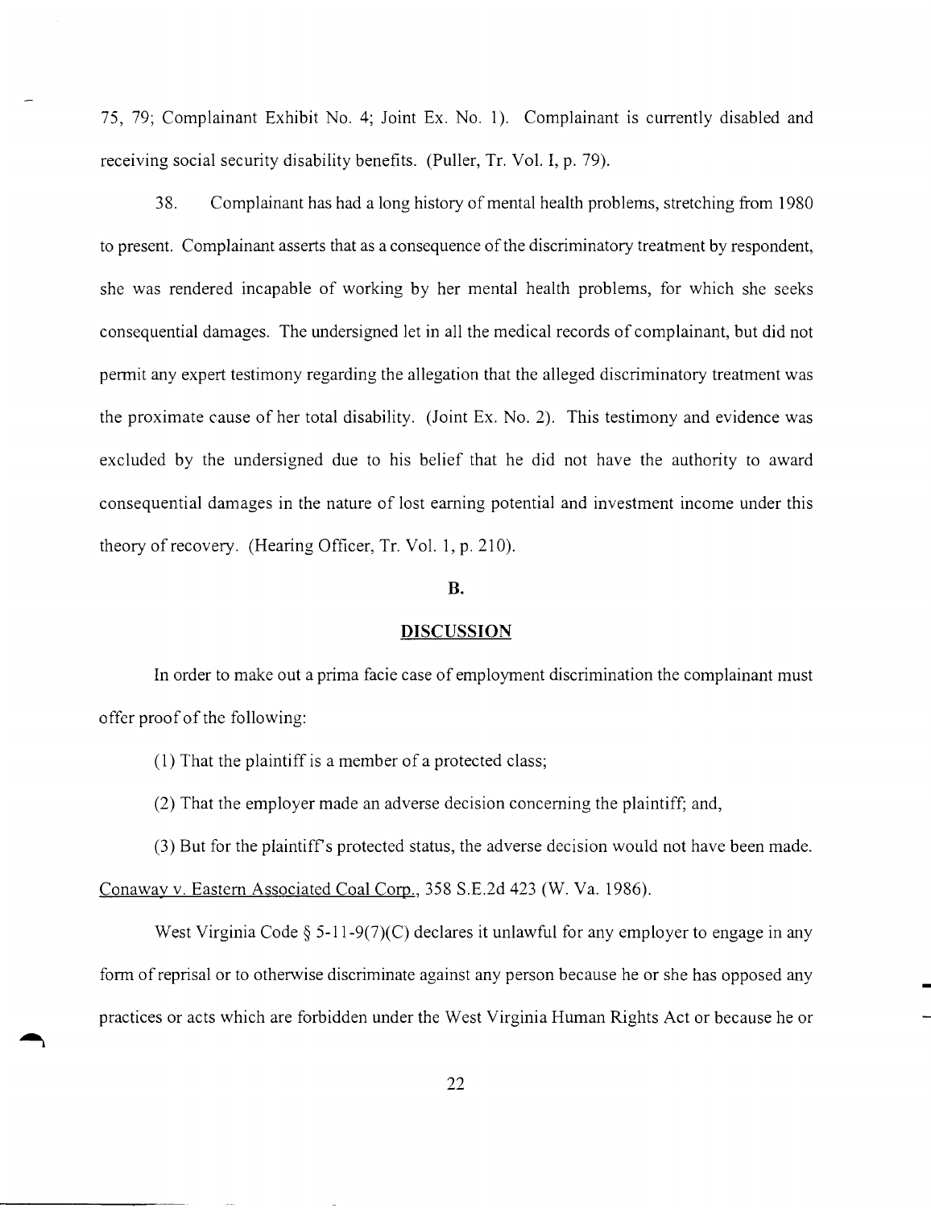75, 79; Complainant Exhibit No. 4; Joint Ex. No. 1). Complainant is currently disabled and receiving social security disability benefits. (Puller, Tr. Vol. I, p. 79).

38. Complainant has had a long history of mental health problems, stretching from 1980 to present. Complainant asserts that as a consequence of the discriminatory treatment by respondent, she was rendered incapable of working by her mental health problems, for which she seeks consequential damages. The undersigned let in all the medical records of complainant, but did not permit any expert testimony regarding the allegation that the alleged discriminatory treatment was the proximate cause of her total disability. (Joint Ex. No. 2). This testimony and evidence was excluded by the undersigned due to his belief that he did not have the authority to award consequential damages in the nature of lost earning potential and investment income under this theory of recovery. (Hearing Officer, Tr. Vol. 1, p. 210).

## B.

## DISCUSSION

In order to make out a prima facie case of employment discrimination the complainant must offer proof of the following:

(1) That the plaintiff is a member of a protected class;

(2) That the employer made an adverse decision concerning the plaintiff; and,

(3) But for the plaintiff's protected status, the adverse decision would not have been made. Conaway v. Eastern Associated Coal Corp., 358 S.E.2d 423 (W. Va. 1986).

West Virginia Code § 5-11-9(7)(C) declares it unlawful for any employer to engage in any form of reprisal or to otherwise discriminate against any person because he or she has opposed any practices or acts which are forbidden under the West Virginia Human Rights Act or because he or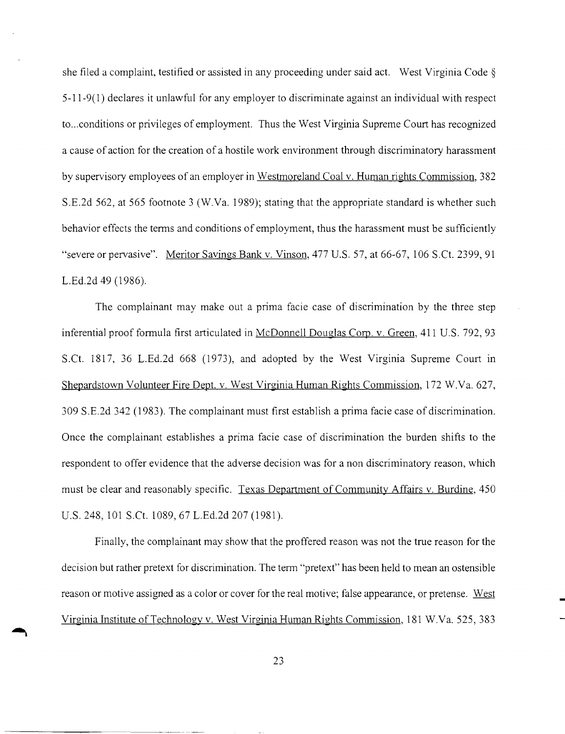she filed a complaint, testified or assisted in any proceeding under said act. West Virginia Code § 5-11-9(1) declares it unlawful for any employer to discriminate against an individual with respect to...conditions or privileges of employment. Thus the West Virginia Supreme Court has recognized a cause of action for the creation of a hostile work environment through discriminatory harassment by supervisory employees of an employer in Westmoreland Coal v. Human rights Commission, 382 S.E.2d 562, at 565 footnote 3 (W.Va. 1989); stating that the appropriate standard is whether such behavior effects the terms and conditions of employment, thus the harassment must be sufficiently "severe or pervasive". Meritor Savings Bank v. Vinson, 477 U.S. 57, at 66-67, 106 S.Ct. 2399, 91 L.Ed.2d 49 (1986).

The complainant may make out a prima facie case of discrimination by the three step inferential proof formula first articulated in McDonnell Douglas Corp. v. Green, 411 U.S. 792, 93 S.Ct. 1817, 36 L.Ed.2d 668 (1973), and adopted by the West Virginia Supreme Court in Shepardstown Volunteer Fire Dept. v. West Virginia Human Rights Commission, 172 W.Va. 627, 309 S.E.2d 342 (1983). The complainant must first establish a prima facie case of discrimination. Once the complainant establishes a prima facie case of discrimination the burden shifts to the respondent to offer evidence that the adverse decision was for a non discriminatory reason, which must be clear and reasonably specific. Texas Department of Community Affairs v. Burdine, 450 U.S. 248, 101 S.Ct. 1089, 67 L.Ed.2d 207 (1981).

Finally, the complainant may show that the proffered reason was not the true reason for the decision but rather pretext for discrimination. The term "pretext" has been held to mean an ostensible reason or motive assigned as a color or cover for the real motive; false appearance, or pretense. West Virginia Institute of Technology v. West Virginia Human Rights Commission, 181 W.Va. 525, 383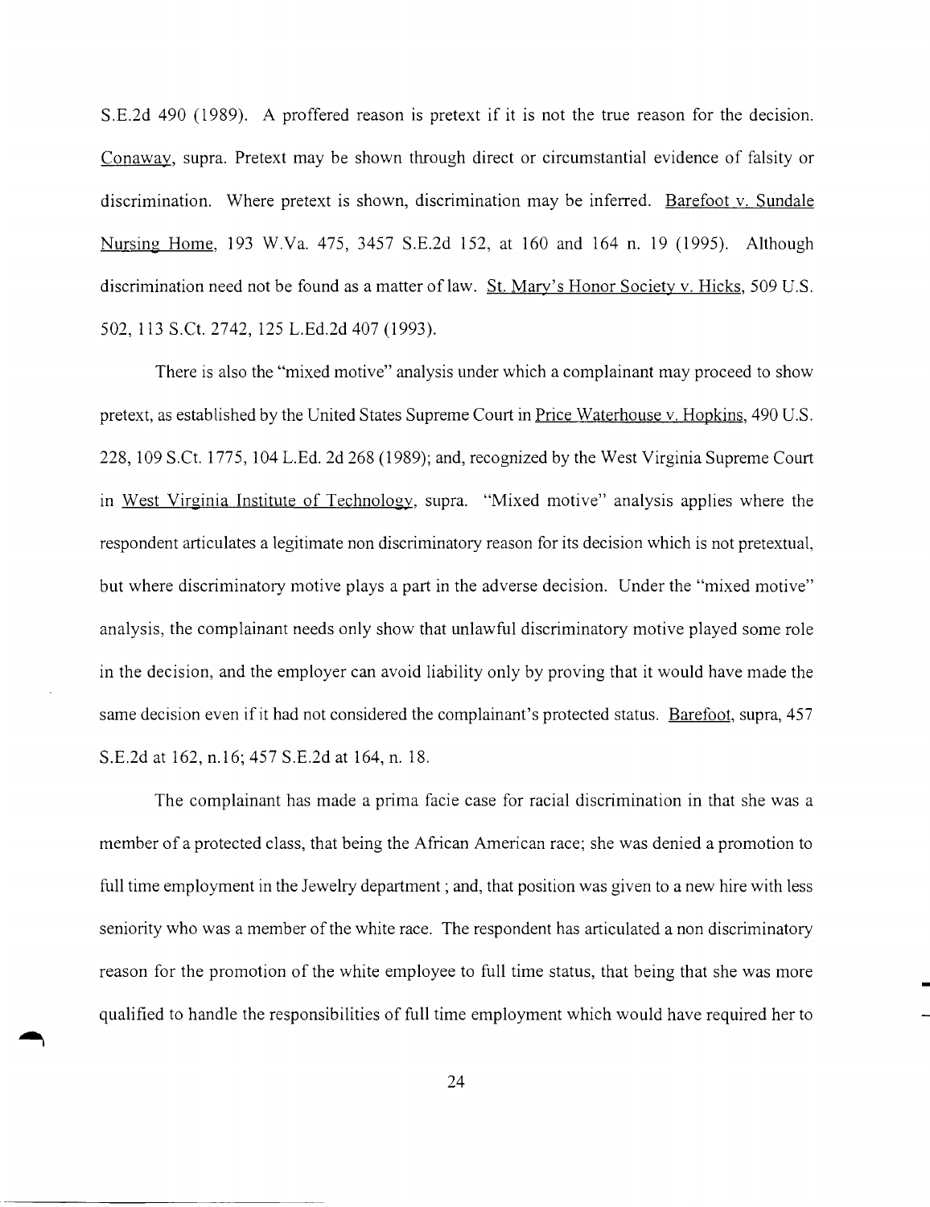S.E.2d 490 (1989). A proffered reason is pretext if it is not the true reason for the decision. Conaway, supra. Pretext may be shown through direct or circumstantial evidence of falsity or discrimination. Where pretext is shown, discrimination may be inferred. Barefoot v. Sundale Nursing Home, 193 W.Va. 475, 3457 S.E.2d 152, at 160 and 164 n. 19 (1995). Although discrimination need not be found as a matter of law. St. Mary's Honor Society v. Hicks, 509 U.S. 502, 113 S.Ct. 2742, 125 L.Ed.2d 407 (1993).

There is also the "mixed motive" analysis under which a complainant may proceed to show pretext, as established by the United States Supreme Court in Price Waterhouse v. Hopkins, 490 U.S. 228, 109 S.Ct. 1775, 104 L.Ed. 2d 268 (1989); and, recognized by the West Virginia Supreme Court in West Virginia Institute of Technology, supra. "Mixed motive" analysis applies where the respondent articulates a legitimate non discriminatory reason for its decision which is not pretextual, but where discriminatory motive plays a part in the adverse decision. Under the "mixed motive" analysis, the complainant needs only show that unlawful discriminatory motive played some role in the decision, and the employer can avoid liability only by proving that it would have made the same decision even if it had not considered the complainant's protected status. Barefoot, supra, 457 S.E.2d at 162, n.16; 457 S.E.2d at 164, n. 18.

The complainant has made a prima facie case for racial discrimination in that she was a member of a protected class, that being the African American race; she was denied a promotion to full time employment in the Jewelry department ; and, that position was given to a new hire with less seniority who was a member of the white race. The respondent has articulated a non discriminatory reason for the promotion of the white employee to full time status, that being that she was more qualified to handle the responsibilities of full time employment which would have required her to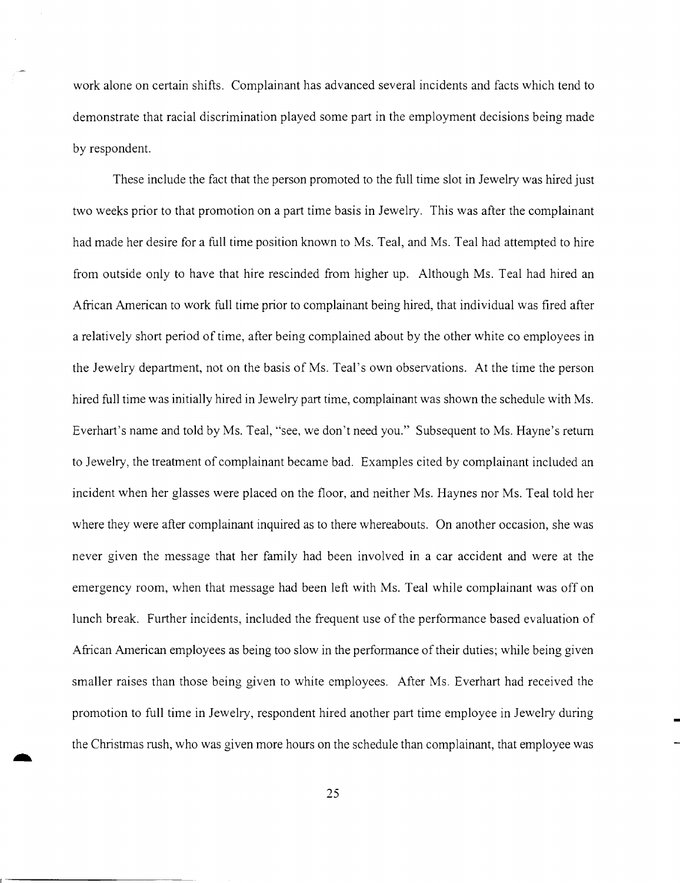work alone on certain shifts. Complainant has advanced several incidents and facts which tend to demonstrate that racial discrimination played some part in the employment decisions being made by respondent.

These include the fact that the person promoted to the full time slot in Jewelry was hired just two weeks prior to that promotion on a part time basis in Jewelry. This was after the complainant had made her desire for a full time position known to Ms. Teal, and Ms. Teal had attempted to hire from outside only to have that hire rescinded from higher up. Although Ms. Teal had hired an African American to work full time prior to complainant being hired, that individual was fired after a relatively short period of time, after being complained about by the other white co employees in the Jewelry department, not on the basis of Ms. Teal's own observations. At the time the person hired full time was initially hired in Jewelry part time, complainant was shown the schedule with Ms. Everhart's name and told by Ms. Teal, "see, we don't need you." Subsequent to Ms. Hayne's return to Jewelry, the treatment of complainant became bad. Examples cited by complainant included an incident when her glasses were placed on the floor, and neither Ms. Haynes nor Ms. Teal told her where they were after complainant inquired as to there whereabouts. On another occasion, she was never given the message that her family had been involved in a car accident and were at the emergency room, when that message had been left with Ms. Teal while complainant was off on lunch break. Further incidents, included the frequent use of the performance based evaluation of African American employees as being too slow in the performance of their duties; while being given smaller raises than those being given to white employees. After Ms. Everhart had received the promotion to full time in Jewelry, respondent hired another part time employee in Jewelry during the Christmas rush, who was given more hours on the schedule than complainant, that employee was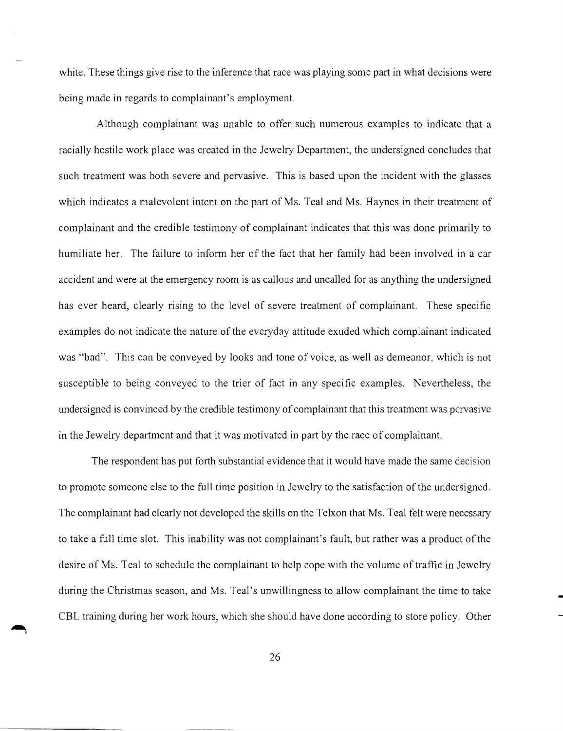white. These things give rise to the inference that race was playing some part in what decisions were being made in regards to complainant's employment.

Although complainant was unable to offer such numerous examples to indicate that a racially hostile work place was created in the Jewelry Department, the undersigned concludes that such treatment was both severe and pervasive. This is based upon the incident with the glasses which indicates a malevolent intent on the part of Ms. Teal and Ms. Haynes in their treatment of complainant and the credible testimony of complainant indicates that this was done primarily to humiliate her. The failure to inform her of the fact that her family had been involved in a car accident and were at the emergency room is as callous and uncalled for as anything the undersigned has ever heard, clearly rising to the level of severe treatment of complainant. These specific examples do not indicate the nature of the everyday attitude exuded which complainant indicated was "bad". This can be conveyed by looks and tone of voice, as well as demeanor, which is not susceptible to being conveyed to the trier of fact in any specific examples. Nevertheless, the undersigned is convinced by the credible testimony of complainant that this treatment was pervasive in the Jewelry department and that it was motivated in part by the race of complainant.

The respondent has put forth substantial evidence that it would have made the same decision to promote someone else to the full time position in Jewelry to the satisfaction of the undersigned. The complainant had clearly not developed the skills on the Telxon that Ms. Teal felt were necessary to take a full time slot. This inability was not complainant's fault, but rather was a product of the desire of Ms. Teal to schedule the complainant to help cope with the volume of traffic in Jewelry during the Christmas season, and Ms. Teal's unwillingness to allow complainant the time to take CBL training during her work hours, which she should have done according to store policy. Other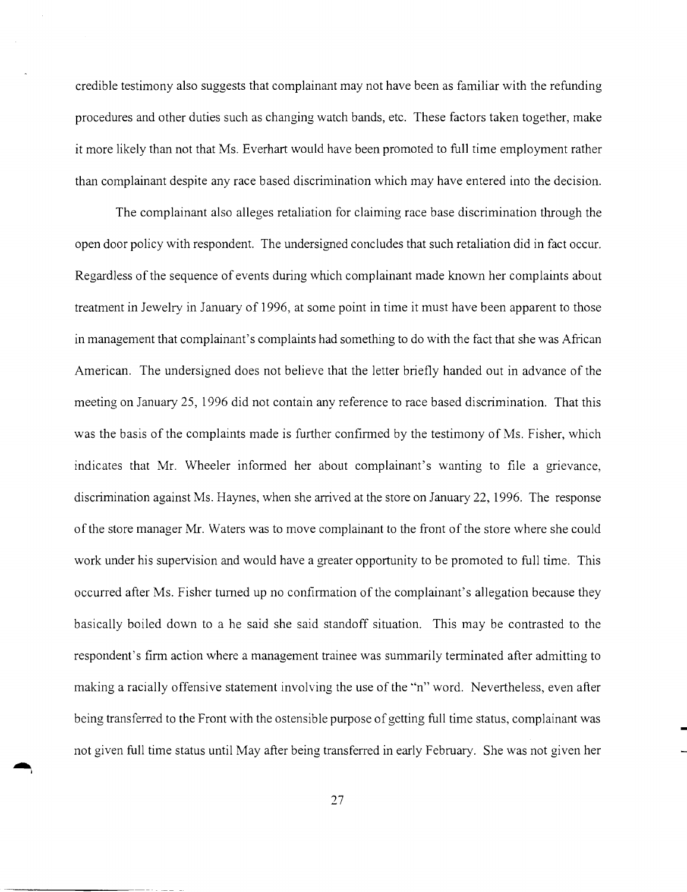credible testimony also suggests that complainant may not have been as familiar with the refunding procedures and other duties such as changing watch bands, etc. These factors taken together, make it more likely than not that Ms. Everhart would have been promoted to full time employment rather than complainant despite any race based discrimination which may have entered into the decision.

The complainant also alleges retaliation for claiming race base discrimination through the open door policy with respondent. The undersigned concludes that such retaliation did in fact occur. Regardless of the sequence of events during which complainant made known her complaints about treatment in Jewelry in January of 1996, at some point in time it must have been apparent to those in management that complainant's complaints had something to do with the fact that she was African American. The undersigned does not believe that the letter briefly handed out in advance of the meeting on January 25, 1996 did not contain any reference to race based discrimination. That this was the basis of the complaints made is further confirmed by the testimony of Ms. Fisher, which indicates that Mr. Wheeler informed her about complainant's wanting to file a grievance, discrimination against Ms. Haynes, when she arrived at the store on January 22, 1996. The response of the store manager Mr. Waters was to move complainant to the front of the store where she could work under his supervision and would have a greater opportunity to be promoted to full time. This occurred after Ms. Fisher turned up no confirmation of the complainant's allegation because they basically boiled down to a he said she said standoff situation. This may be contrasted to the respondent's firm action where a management trainee was summarily terminated after admitting to making a racially offensive statement involving the use of the "n" word. Nevertheless, even after being transferred to the Front with the ostensible purpose of getting full time status, complainant was not given full time status until May after being transferred in early February. She was not given her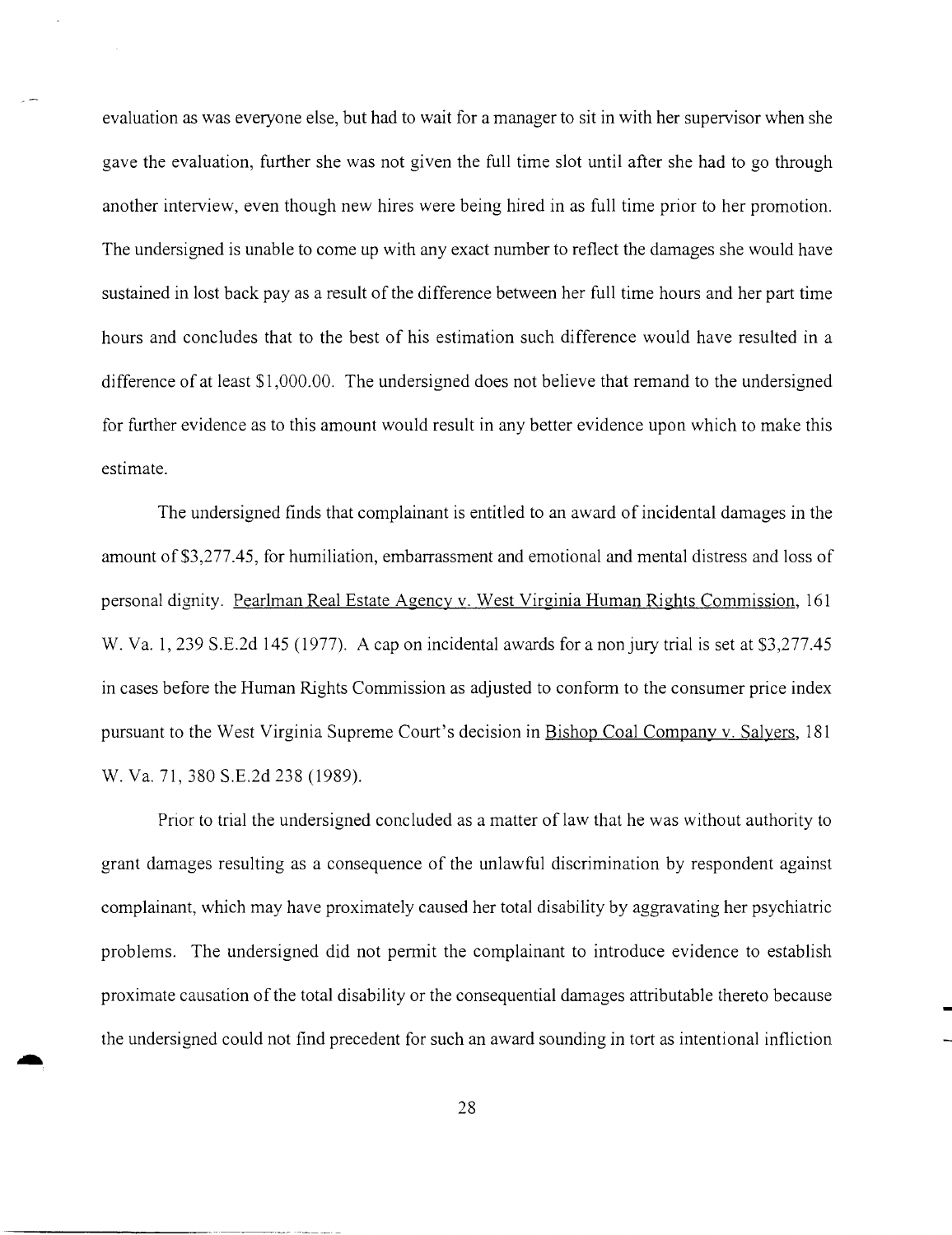evaluation as was everyone else, but had to wait for a manager to sit in with her supervisor when she gave the evaluation, further she was not given the full time slot until after she had to go through another interview, even though new hires were being hired in as full time prior to her promotion. The undersigned is unable to come up with any exact number to reflect the damages she would have sustained in lost back pay as a result of the difference between her full time hours and her part time hours and concludes that to the best of his estimation such difference would have resulted in a difference of at least $1,000.00. The undersigned does not believe that remand to the undersigned for further evidence as to this amount would result in any better evidence upon which to make this estimate.

The undersigned finds that complainant is entitled to an award of incidental damages in the amount of $3,277.45, for humiliation, embarrassment and emotional and mental distress and loss of personal dignity. Pearlman Real Estate Agency v. West Virginia Human Rights Commission, 161 W. Va. 1, 239 S.E.2d 145 (1977). A cap on incidental awards for a non jury trial is set at $3,277.45 in cases before the Human Rights Commission as adjusted to conform to the consumer price index pursuant to the West Virginia Supreme Court's decision in Bishop Coal Company v. Salyers, 181 W. Va. 71, 380 S.E.2d 238 (1989).

Prior to trial the undersigned concluded as a matter of law that he was without authority to grant damages resulting as a consequence of the unlawful discrimination by respondent against complainant, which may have proximately caused her total disability by aggravating her psychiatric problems. The undersigned did not permit the complainant to introduce evidence to establish proximate causation of the total disability or the consequential damages attributable thereto because the undersigned could not find precedent for such an award sounding in tort as intentional infliction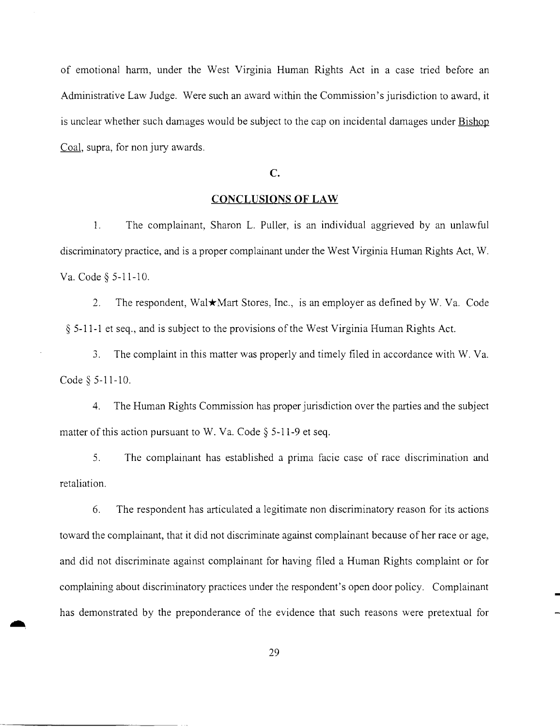of emotional harm, under the West Virginia Human Rights Act in a case tried before an Administrative Law Judge. Were such an award within the Commission's jurisdiction to award, it is unclear whether such damages would be subject to the cap on incidental damages under Bishop Coal, supra, for non jury awards.

## C.

## CONCLUSIONS OF LAW

1. The complainant, Sharon L. Puller, is an individual aggrieved by an unlawful discriminatory practice, and is a proper complainant under the West Virginia Human Rights Act, W. Va. Code § 5-11-10.

2. The respondent, Wal★Mart Stores, Inc., is an employer as defined by W. Va. Code § 5-11-1 et seq., and is subject to the provisions of the West Virginia Human Rights Act.

3. The complaint in this matter was properly and timely filed in accordance with W. Va. Code § 5-11-10.

4. The Human Rights Commission has proper jurisdiction over the parties and the subject matter of this action pursuant to W. Va. Code § 5-11-9 et seq.

5. The complainant has established a prima facie case of race discrimination and retaliation.

6. The respondent has articulated a legitimate non discriminatory reason for its actions toward the complainant, that it did not discriminate against complainant because of her race or age, and did not discriminate against complainant for having filed a Human Rights complaint or for complaining about discriminatory practices under the respondent's open door policy. Complainant has demonstrated by the preponderance of the evidence that such reasons were pretextual for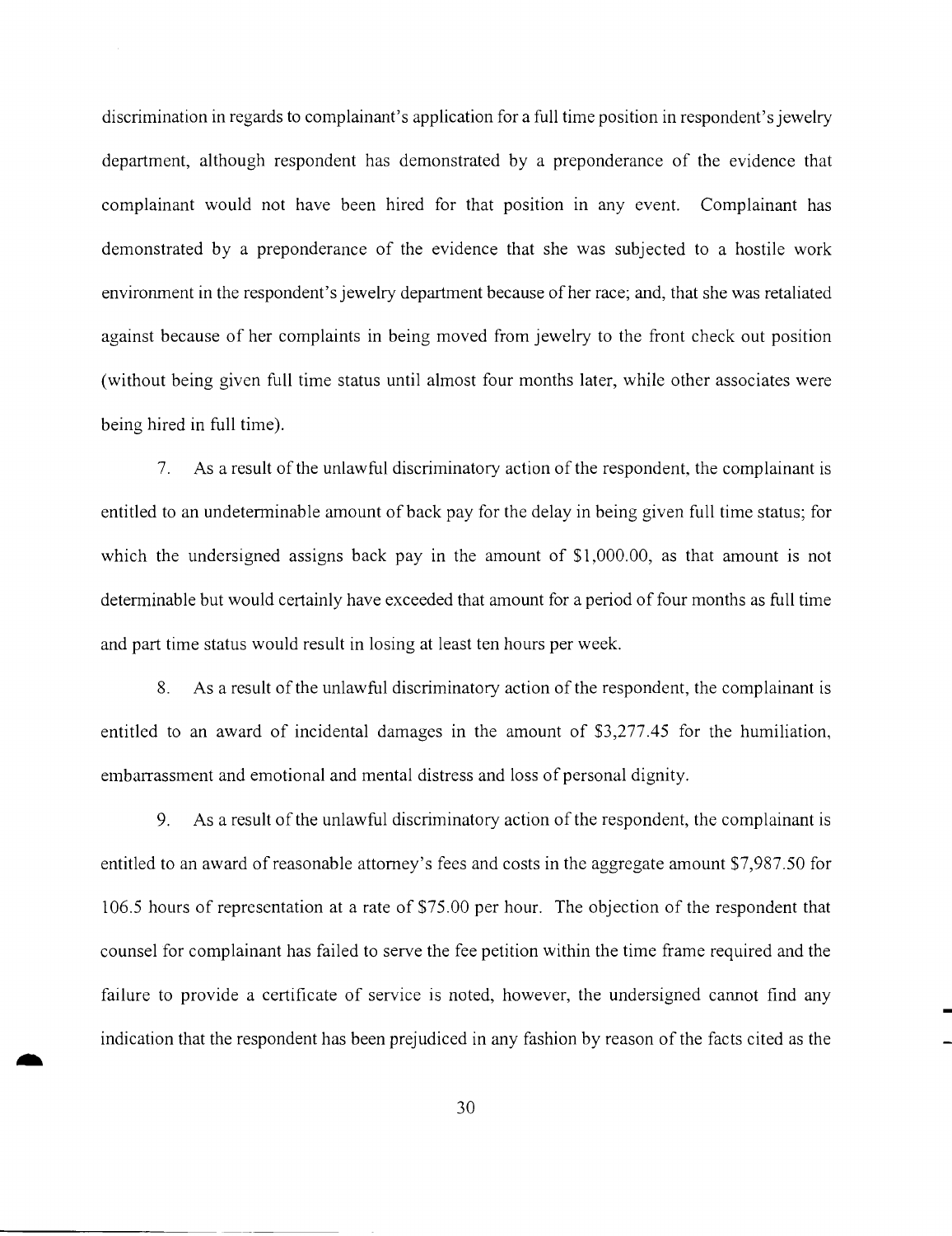discrimination in regards to complainant's application for a full time position in respondent's jewelry department, although respondent has demonstrated by a preponderance of the evidence that complainant would not have been hired for that position in any event. Complainant has demonstrated by a preponderance of the evidence that she was subjected to a hostile work environment in the respondent's jewelry department because of her race; and, that she was retaliated against because of her complaints in being moved from jewelry to the front check out position (without being given full time status until almost four months later, while other associates were being hired in full time).

7. As a result of the unlawful discriminatory action of the respondent, the complainant is entitled to an undeterminable amount of back pay for the delay in being given full time status; for which the undersigned assigns back pay in the amount of $1,000.00, as that amount is not determinable but would certainly have exceeded that amount for a period of four months as full time and part time status would result in losing at least ten hours per week.

8. As a result of the unlawful discriminatory action of the respondent, the complainant is entitled to an award of incidental damages in the amount of $3,277.45 for the humiliation, embarrassment and emotional and mental distress and loss of personal dignity.

9. As a result of the unlawful discriminatory action of the respondent, the complainant is entitled to an award of reasonable attorney's fees and costs in the aggregate amount $7,987.50 for 106.5 hours of representation at a rate of $75.00 per hour. The objection of the respondent that counsel for complainant has failed to serve the fee petition within the time frame required and the failure to provide a certificate of service is noted, however, the undersigned cannot find any indication that the respondent has been prejudiced in any fashion by reason of the facts cited as the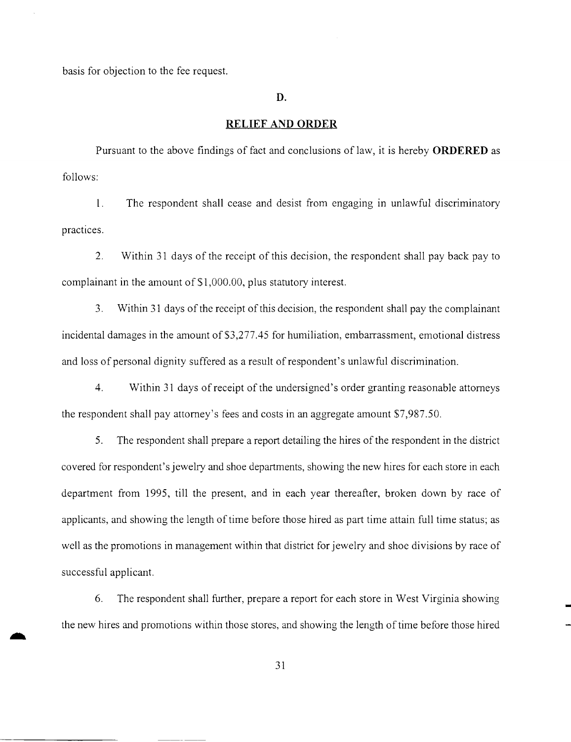basis for objection to the fee request.

**D.**

**RELIEF AND ORDER**

Pursuant to the above findings of fact and conclusions of law, it is hereby **ORDERED** as follows:

1. The respondent shall cease and desist from engaging in unlawful discriminatory practices.

2. Within 31 days of the receipt of this decision, the respondent shall pay back pay to complainant in the amount of $1,000.00, plus statutory interest.

3. Within 31 days of the receipt of this decision, the respondent shall pay the complainant incidental damages in the amount of $3,277.45 for humiliation, embarrassment, emotional distress and loss of personal dignity suffered as a result of respondent's unlawful discrimination.

4. Within 31 days of receipt of the undersigned's order granting reasonable attorneys the respondent shall pay attorney's fees and costs in an aggregate amount $7,987.50.

5. The respondent shall prepare a report detailing the hires of the respondent in the district covered for respondent's jewelry and shoe departments, showing the new hires for each store in each department from 1995, till the present, and in each year thereafter, broken down by race of applicants, and showing the length of time before those hired as part time attain full time status; as well as the promotions in management within that district for jewelry and shoe divisions by race of successful applicant.

6. The respondent shall further, prepare a report for each store in West Virginia showing the new hires and promotions within those stores, and showing the length of time before those hired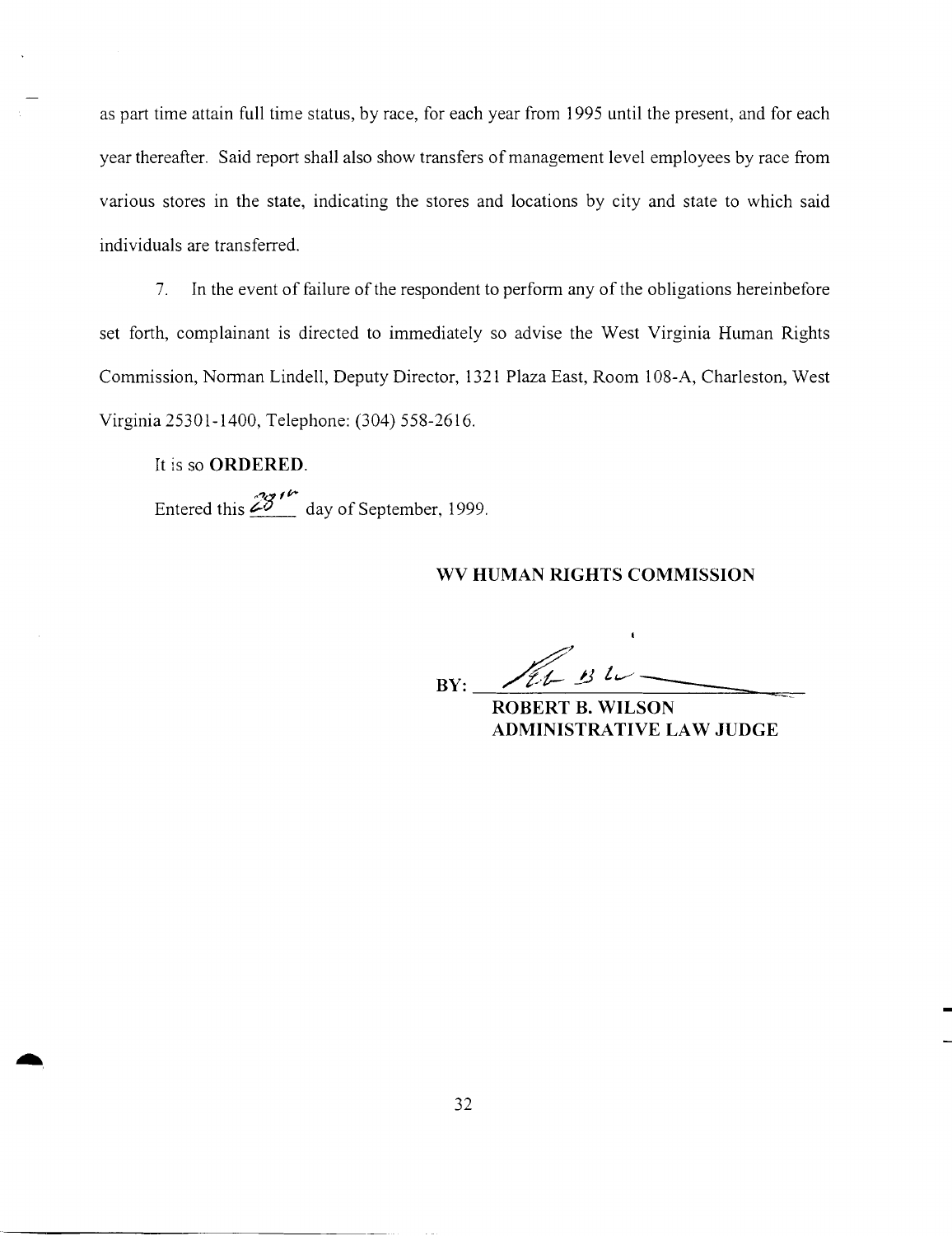as part time attain full time status, by race, for each year from 1995 until the present, and for each year thereafter. Said report shall also show transfers of management level employees by race from various stores in the state, indicating the stores and locations by city and state to which said individuals are transferred.

7. In the event of failure of the respondent to perform any of the obligations hereinbefore set forth, complainant is directed to immediately so advise the West Virginia Human Rights Commission, Norman Lindell, Deputy Director, 1321 Plaza East, Room 108-A, Charleston, West Virginia 25301-1400, Telephone: (304) 558-2616.

It is so **ORDERED**.

Entered this 28th day of September, 1999.

**WV HUMAN RIGHTS COMMISSION**

BY: ______________________

**ROBERT B. WILSON**
**ADMINISTRATIVE LAW JUDGE**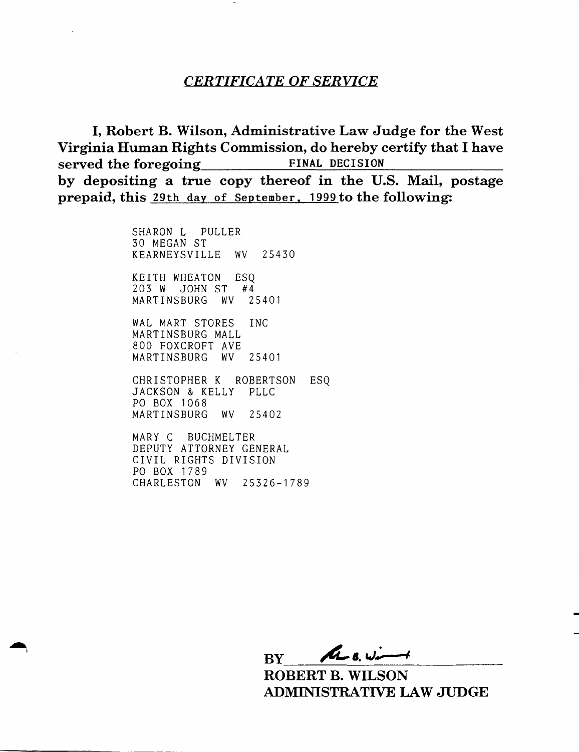## *CERTIFICATE OF SERVICE*

**I, Robert B. Wilson, Administrative Law Judge for the West Virginia Human Rights Commission, do hereby certify that I have served the foregoing FINAL DECISION by depositing a true copy thereof in the U.S. Mail, postage prepaid, this 29th day of September, 1999 to the following:**

SHARON L PULLER  
30 MEGAN ST  
KEARNEYSVILLE WV 25430

KEITH WHEATON ESQ  
203 W JOHN ST #4  
MARTINSBURG WV 25401

WAL MART STORES INC  
MARTINSBURG MALL  
800 FOXCROFT AVE  
MARTINSBURG WV 25401

CHRISTOPHER K ROBERTSON ESQ  
JACKSON & KELLY PLLC  
PO BOX 1068  
MARTINSBURG WV 25402

MARY C BUCHMELTER  
DEPUTY ATTORNEY GENERAL  
CIVIL RIGHTS DIVISION  
PO BOX 1789  
CHARLESTON WV 25326-1789

**BY** ___________________

**ROBERT B. WILSON**  
**ADMINISTRATIVE LAW JUDGE**